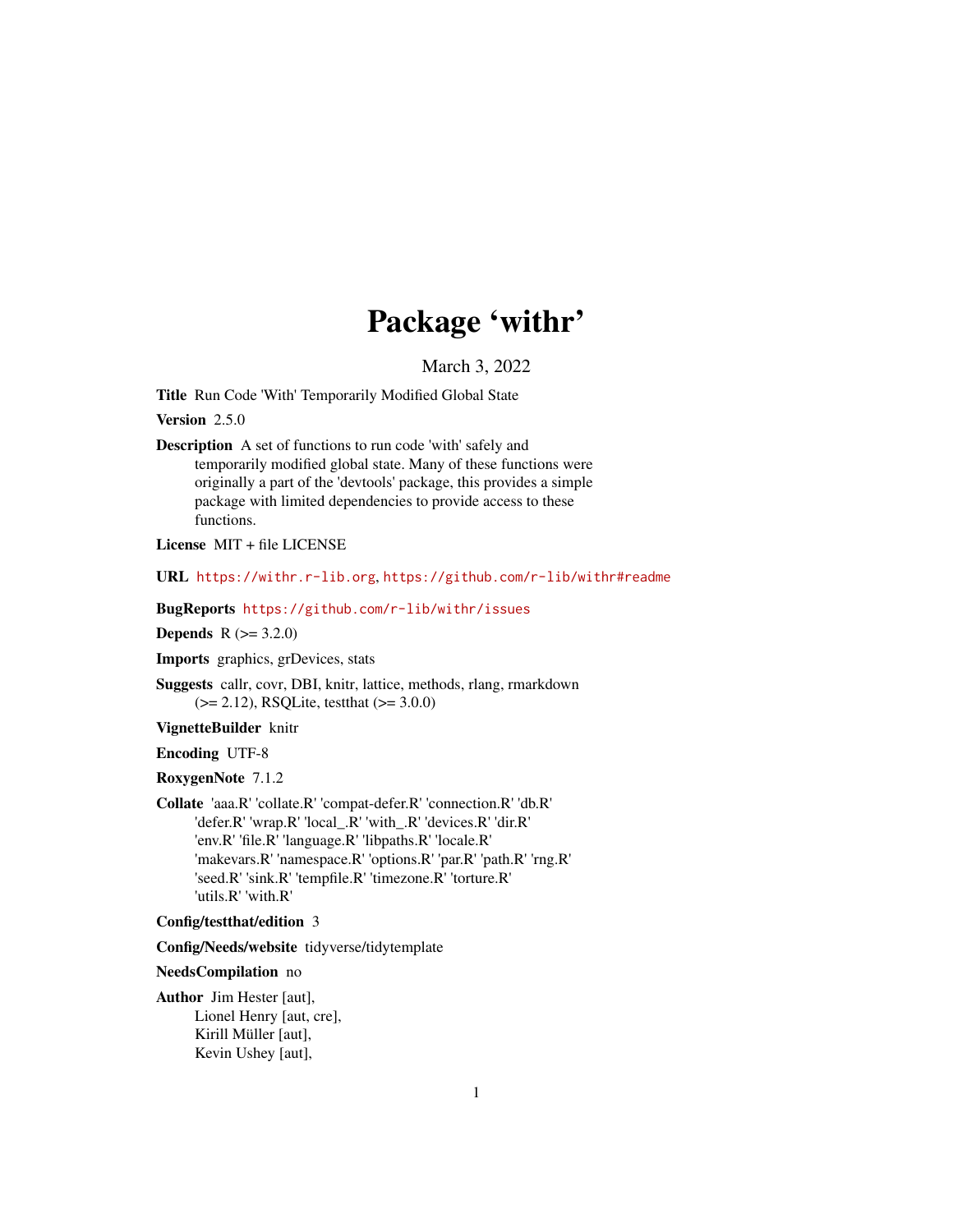# Package 'withr'

March 3, 2022

**Title** Run Code 'With' Temporarily Modified Global State

**Version** 2.5.0

**Description** A set of functions to run code 'with' safely and temporarily modified global state. Many of these functions were originally a part of the 'devtools' package, this provides a simple package with limited dependencies to provide access to these functions.

**License** MIT + file LICENSE

**URL** https://withr.r-lib.org, https://github.com/r-lib/withr#readme

**BugReports** https://github.com/r-lib/withr/issues

**Depends** R (>= 3.2.0)

**Imports** graphics, grDevices, stats

**Suggests** callr, covr, DBI, knitr, lattice, methods, rlang, rmarkdown (>= 2.12), RSQLite, testthat (>= 3.0.0)

**VignetteBuilder** knitr

**Encoding** UTF-8

**RoxygenNote** 7.1.2

**Collate** 'aaa.R' 'collate.R' 'compat-defer.R' 'connection.R' 'db.R' 'defer.R' 'wrap.R' 'local_.R' 'with_.R' 'devices.R' 'dir.R' 'env.R' 'file.R' 'language.R' 'libpaths.R' 'locale.R' 'makevars.R' 'namespace.R' 'options.R' 'par.R' 'path.R' 'rng.R' 'seed.R' 'sink.R' 'tempfile.R' 'timezone.R' 'torture.R' 'utils.R' 'with.R'

**Config/testthat/edition** 3

**Config/Needs/website** tidyverse/tidytemplate

**NeedsCompilation** no

**Author** Jim Hester [aut],
Lionel Henry [aut, cre],
Kirill Müller [aut],
Kevin Ushey [aut],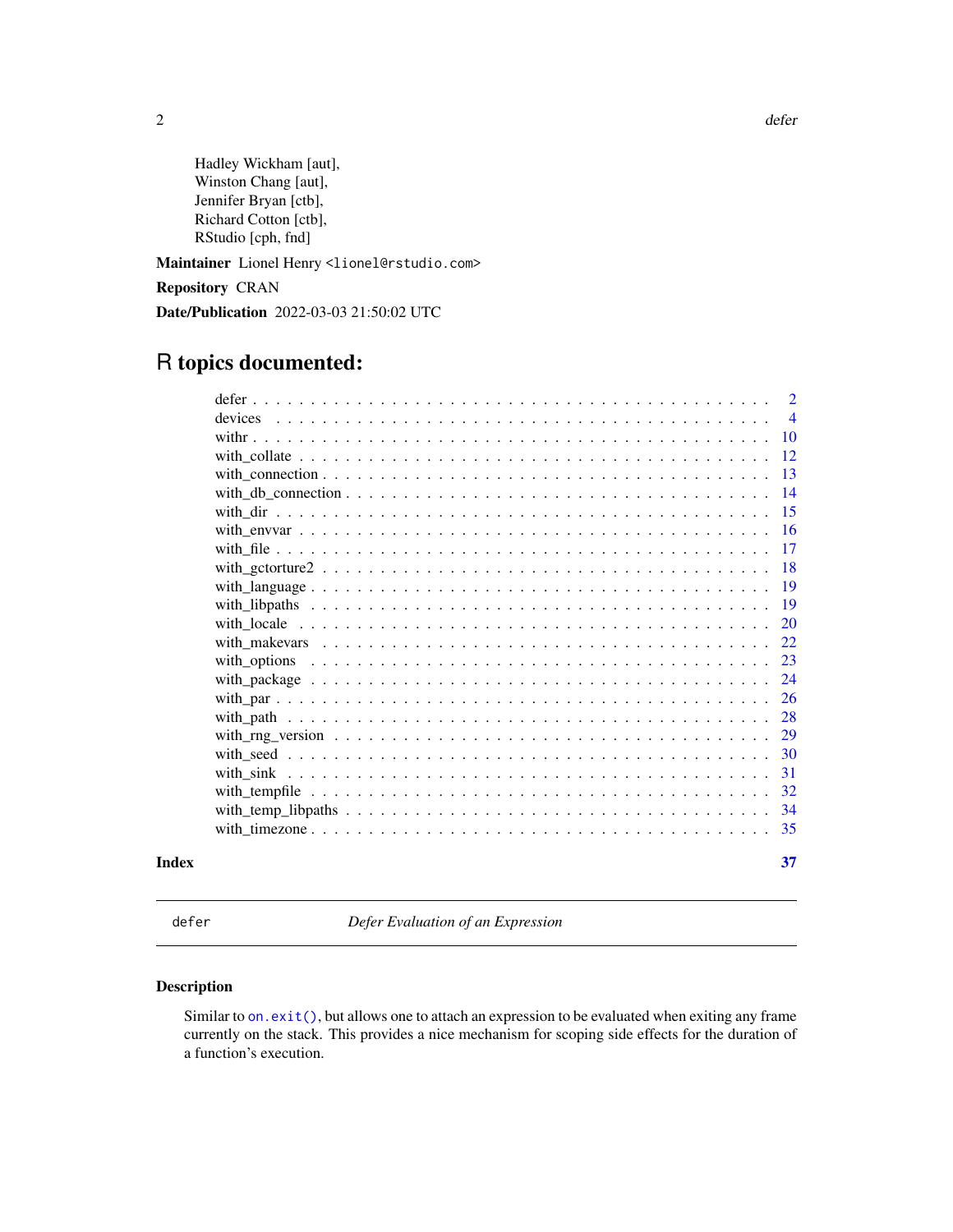Hadley Wickham [aut],
Winston Chang [aut],
Jennifer Bryan [ctb],
Richard Cotton [ctb],
RStudio [cph, fnd]

**Maintainer** Lionel Henry <lionel@rstudio.com>

**Repository** CRAN

**Date/Publication** 2022-03-03 21:50:02 UTC

# R topics documented:

| | |
|---|---|
| defer | 2 |
| devices | 4 |
| withr | 10 |
| with_collate | 12 |
| with_connection | 13 |
| with_db_connection | 14 |
| with_dir | 15 |
| with_envvar | 16 |
| with_file | 17 |
| with_gctorture2 | 18 |
| with_language | 19 |
| with_libpaths | 19 |
| with_locale | 20 |
| with_makevars | 22 |
| with_options | 23 |
| with_package | 24 |
| with_par | 26 |
| with_path | 28 |
| with_rng_version | 29 |
| with_seed | 30 |
| with_sink | 31 |
| with_tempfile | 32 |
| with_temp_libpaths | 34 |
| with_timezone | 35 |

**Index** **37**

---

`defer` *Defer Evaluation of an Expression*

---

## Description

Similar to `on.exit()`, but allows one to attach an expression to be evaluated when exiting any frame currently on the stack. This provides a nice mechanism for scoping side effects for the duration of a function's execution.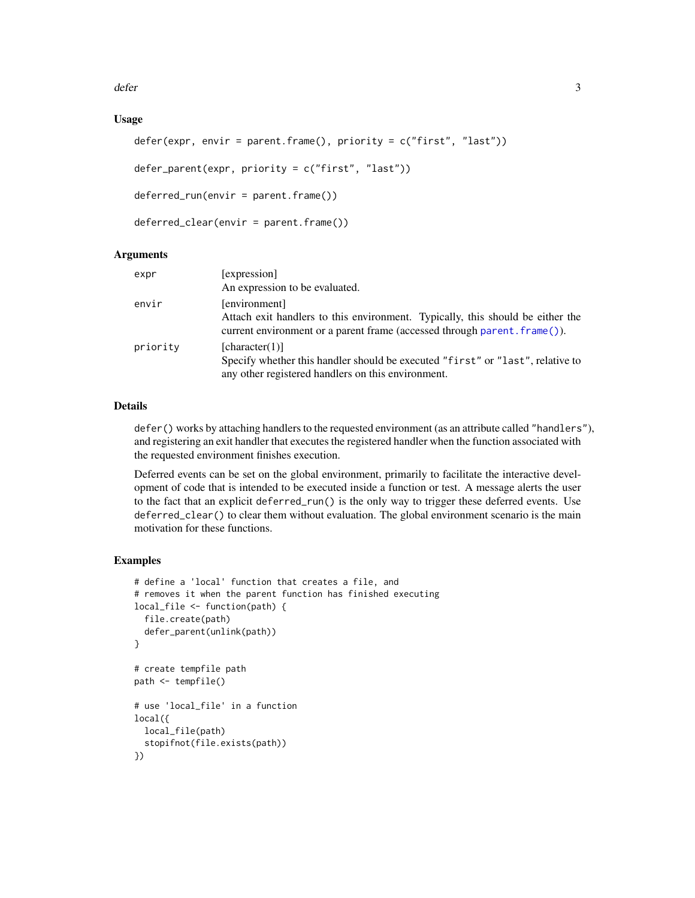### Usage

```
defer(expr, envir = parent.frame(), priority = c("first", "last"))

defer_parent(expr, priority = c("first", "last"))

deferred_run(envir = parent.frame())

deferred_clear(envir = parent.frame())
```

### Arguments

| | |
|---|---|
| `expr` | [expression] An expression to be evaluated. |
| `envir` | [environment] Attach exit handlers to this environment. Typically, this should be either the current environment or a parent frame (accessed through `parent.frame()`). |
| `priority` | [character(1)] Specify whether this handler should be executed `"first"` or `"last"`, relative to any other registered handlers on this environment. |

### Details

`defer()` works by attaching handlers to the requested environment (as an attribute called `"handlers"`), and registering an exit handler that executes the registered handler when the function associated with the requested environment finishes execution.

Deferred events can be set on the global environment, primarily to facilitate the interactive development of code that is intended to be executed inside a function or test. A message alerts the user to the fact that an explicit `deferred_run()` is the only way to trigger these deferred events. Use `deferred_clear()` to clear them without evaluation. The global environment scenario is the main motivation for these functions.

### Examples

```
# define a 'local' function that creates a file, and
# removes it when the parent function has finished executing
local_file <- function(path) {
  file.create(path)
  defer_parent(unlink(path))
}

# create tempfile path
path <- tempfile()

# use 'local_file' in a function
local({
  local_file(path)
  stopifnot(file.exists(path))
})
```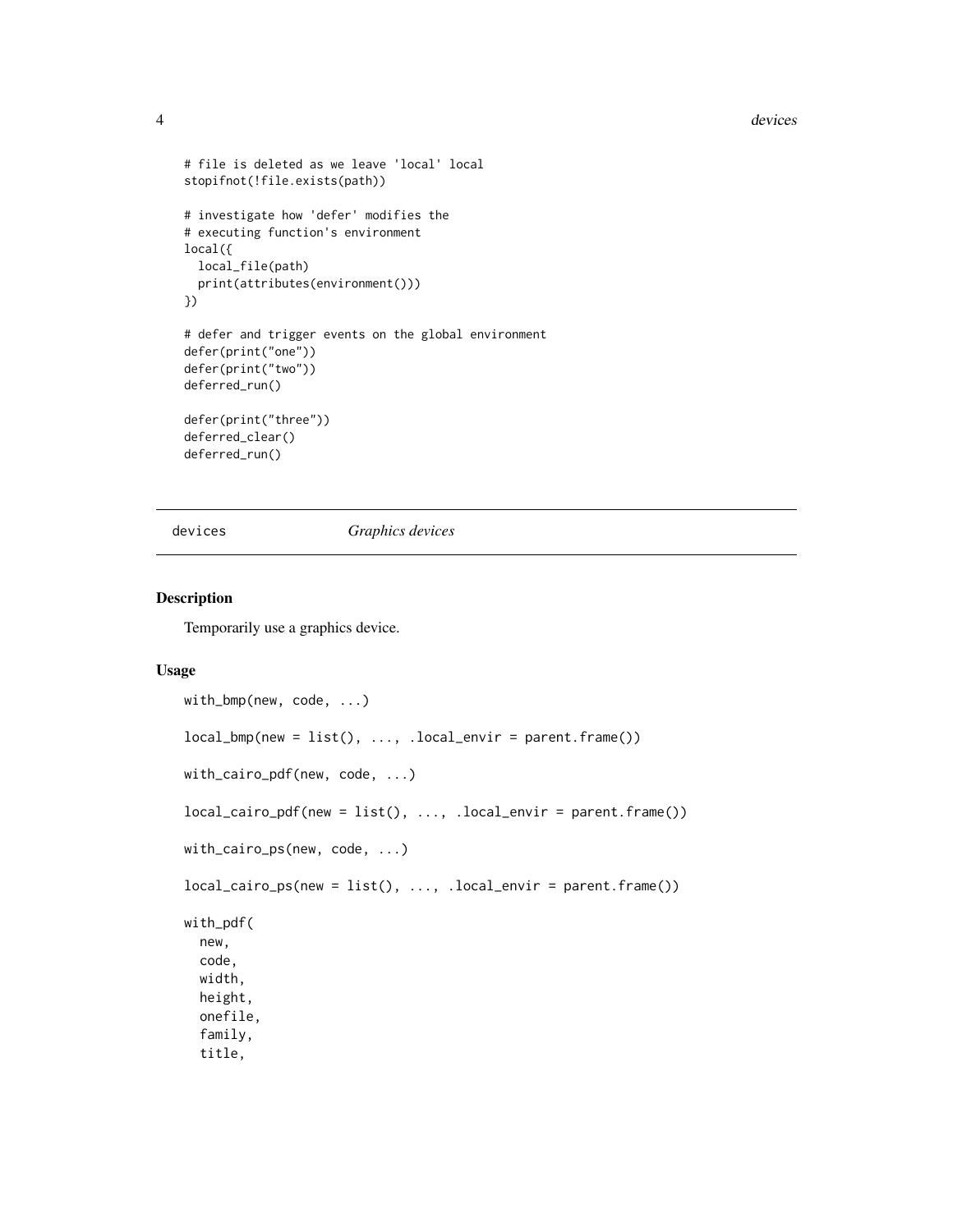```
# file is deleted as we leave 'local' local
stopifnot(!file.exists(path))

# investigate how 'defer' modifies the
# executing function's environment
local({
  local_file(path)
  print(attributes(environment()))
})

# defer and trigger events on the global environment
defer(print("one"))
defer(print("two"))
deferred_run()

defer(print("three"))
deferred_clear()
deferred_run()
```

## devices — *Graphics devices*

### Description

Temporarily use a graphics device.

### Usage

```
with_bmp(new, code, ...)

local_bmp(new = list(), ..., .local_envir = parent.frame())

with_cairo_pdf(new, code, ...)

local_cairo_pdf(new = list(), ..., .local_envir = parent.frame())

with_cairo_ps(new, code, ...)

local_cairo_ps(new = list(), ..., .local_envir = parent.frame())

with_pdf(
  new,
  code,
  width,
  height,
  onefile,
  family,
  title,
```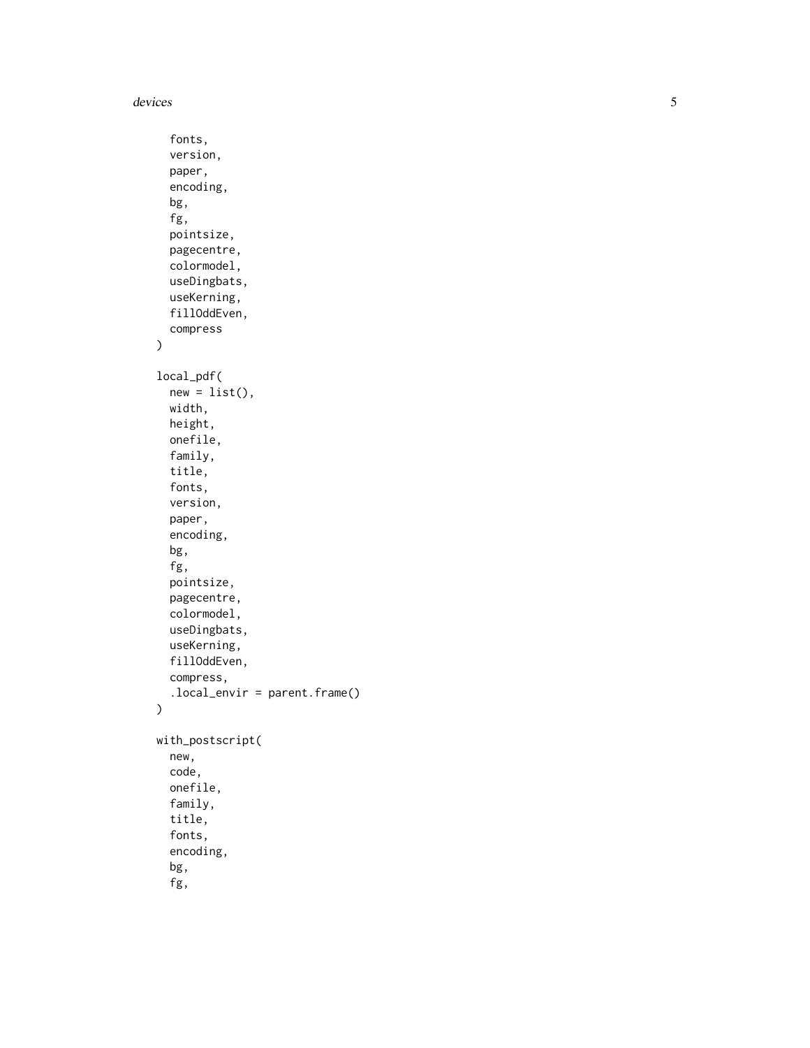```
  fonts,
  version,
  paper,
  encoding,
  bg,
  fg,
  pointsize,
  pagecentre,
  colormodel,
  useDingbats,
  useKerning,
  fillOddEven,
  compress
)

local_pdf(
  new = list(),
  width,
  height,
  onefile,
  family,
  title,
  fonts,
  version,
  paper,
  encoding,
  bg,
  fg,
  pointsize,
  pagecentre,
  colormodel,
  useDingbats,
  useKerning,
  fillOddEven,
  compress,
  .local_envir = parent.frame()
)

with_postscript(
  new,
  code,
  onefile,
  family,
  title,
  fonts,
  encoding,
  bg,
  fg,
```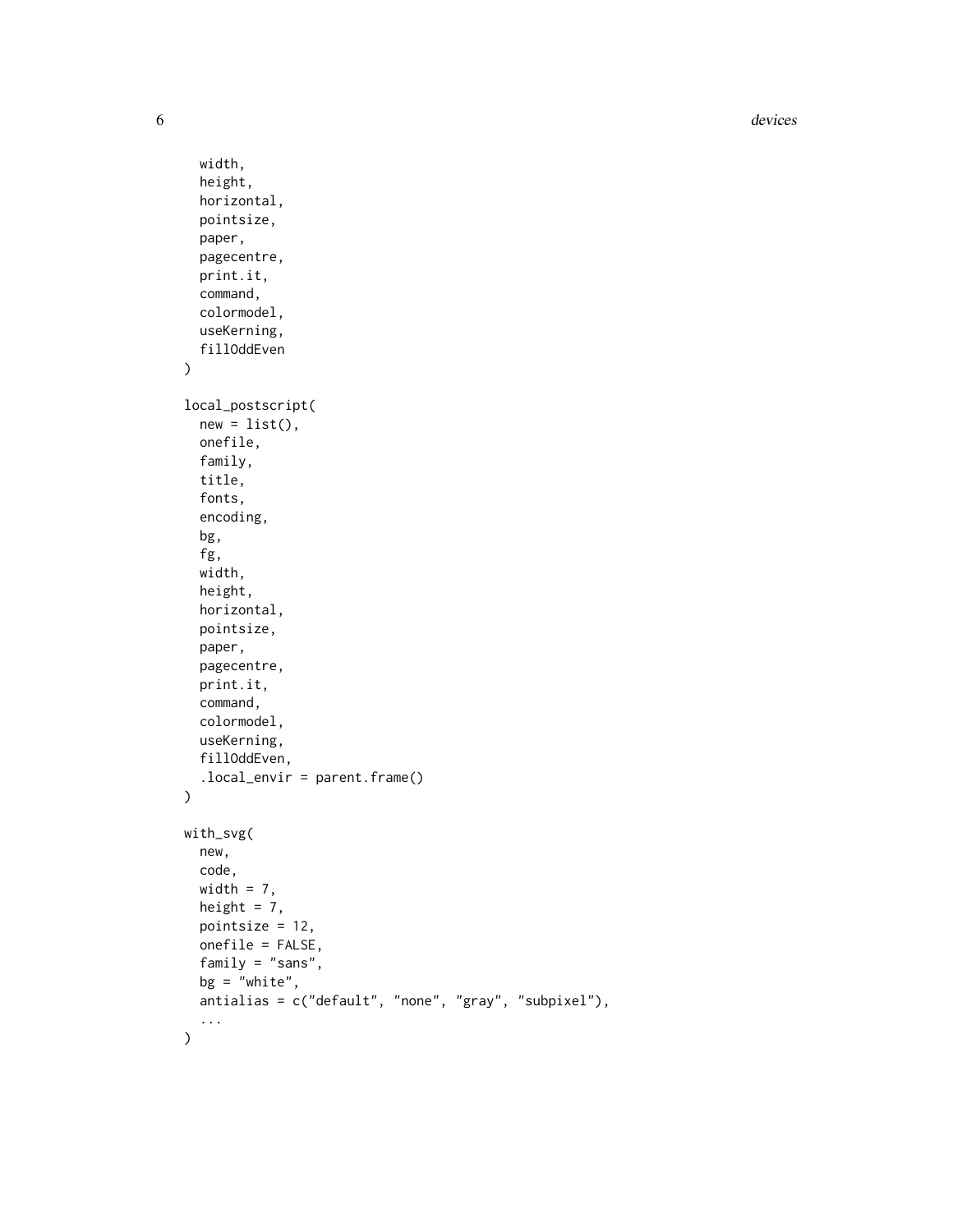```
  width,
  height,
  horizontal,
  pointsize,
  paper,
  pagecentre,
  print.it,
  command,
  colormodel,
  useKerning,
  fillOddEven
)

local_postscript(
  new = list(),
  onefile,
  family,
  title,
  fonts,
  encoding,
  bg,
  fg,
  width,
  height,
  horizontal,
  pointsize,
  paper,
  pagecentre,
  print.it,
  command,
  colormodel,
  useKerning,
  fillOddEven,
  .local_envir = parent.frame()
)

with_svg(
  new,
  code,
  width = 7,
  height = 7,
  pointsize = 12,
  onefile = FALSE,
  family = "sans",
  bg = "white",
  antialias = c("default", "none", "gray", "subpixel"),
  ...
)
```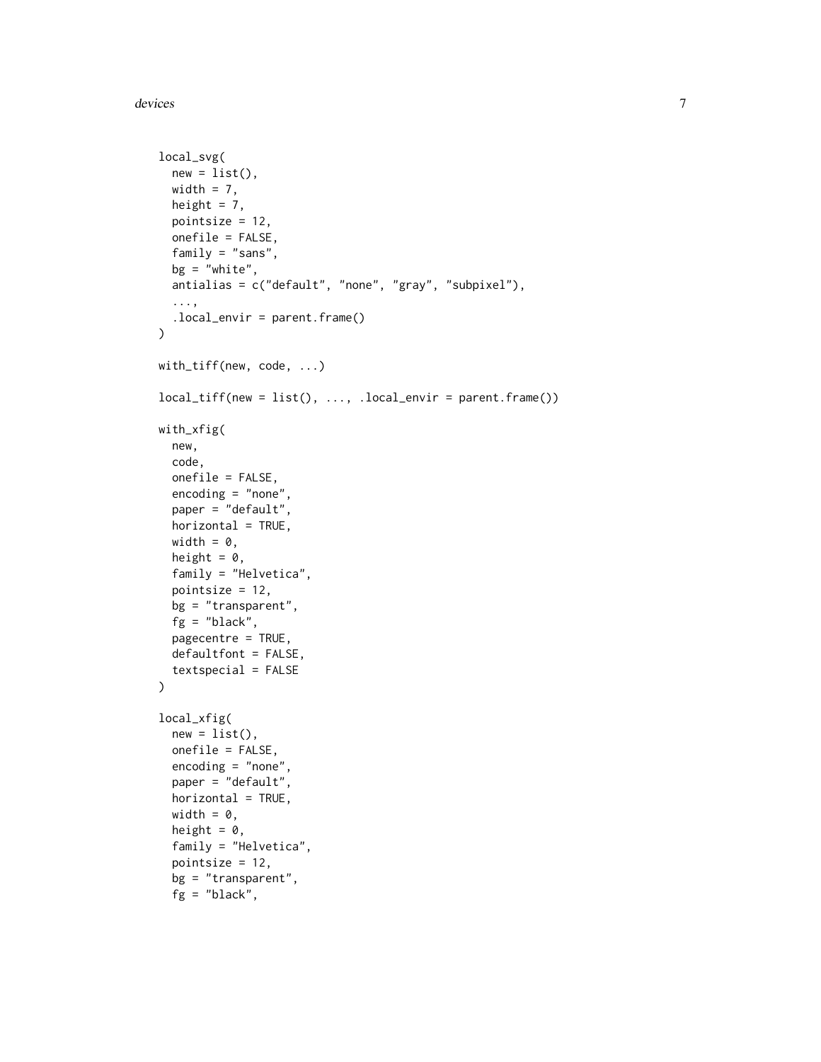```
local_svg(
  new = list(),
  width = 7,
  height = 7,
  pointsize = 12,
  onefile = FALSE,
  family = "sans",
  bg = "white",
  antialias = c("default", "none", "gray", "subpixel"),
  ...,
  .local_envir = parent.frame()
)

with_tiff(new, code, ...)

local_tiff(new = list(), ..., .local_envir = parent.frame())

with_xfig(
  new,
  code,
  onefile = FALSE,
  encoding = "none",
  paper = "default",
  horizontal = TRUE,
  width = 0,
  height = 0,
  family = "Helvetica",
  pointsize = 12,
  bg = "transparent",
  fg = "black",
  pagecentre = TRUE,
  defaultfont = FALSE,
  textspecial = FALSE
)

local_xfig(
  new = list(),
  onefile = FALSE,
  encoding = "none",
  paper = "default",
  horizontal = TRUE,
  width = 0,
  height = 0,
  family = "Helvetica",
  pointsize = 12,
  bg = "transparent",
  fg = "black",
```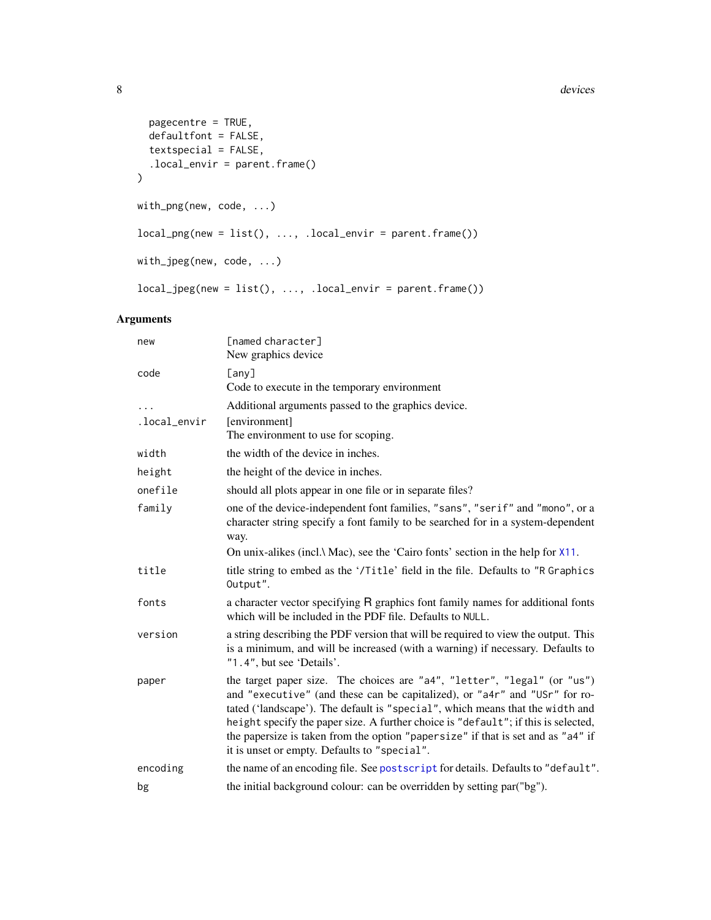```
  pagecentre = TRUE,
  defaultfont = FALSE,
  textspecial = FALSE,
  .local_envir = parent.frame()
)

with_png(new, code, ...)

local_png(new = list(), ..., .local_envir = parent.frame())

with_jpeg(new, code, ...)

local_jpeg(new = list(), ..., .local_envir = parent.frame())
```

## Arguments

| | |
|---|---|
| `new` | `[named character]` New graphics device |
| `code` | `[any]` Code to execute in the temporary environment |
| `...` | Additional arguments passed to the graphics device. |
| `.local_envir` | [environment] The environment to use for scoping. |
| `width` | the width of the device in inches. |
| `height` | the height of the device in inches. |
| `onefile` | should all plots appear in one file or in separate files? |
| `family` | one of the device-independent font families, `"sans"`, `"serif"` and `"mono"`, or a character string specify a font family to be searched for in a system-dependent way. On unix-alikes (incl.\ Mac), see the 'Cairo fonts' section in the help for `X11`. |
| `title` | title string to embed as the '`/Title`' field in the file. Defaults to `"R Graphics Output"`. |
| `fonts` | a character vector specifying R graphics font family names for additional fonts which will be included in the PDF file. Defaults to `NULL`. |
| `version` | a string describing the PDF version that will be required to view the output. This is a minimum, and will be increased (with a warning) if necessary. Defaults to `"1.4"`, but see 'Details'. |
| `paper` | the target paper size. The choices are `"a4"`, `"letter"`, `"legal"` (or `"us"`) and `"executive"` (and these can be capitalized), or `"a4r"` and `"USr"` for rotated ('landscape'). The default is `"special"`, which means that the `width` and `height` specify the paper size. A further choice is `"default"`; if this is selected, the papersize is taken from the option `"papersize"` if that is set and as `"a4"` if it is unset or empty. Defaults to `"special"`. |
| `encoding` | the name of an encoding file. See `postscript` for details. Defaults to `"default"`. |
| `bg` | the initial background colour: can be overridden by setting par("bg"). |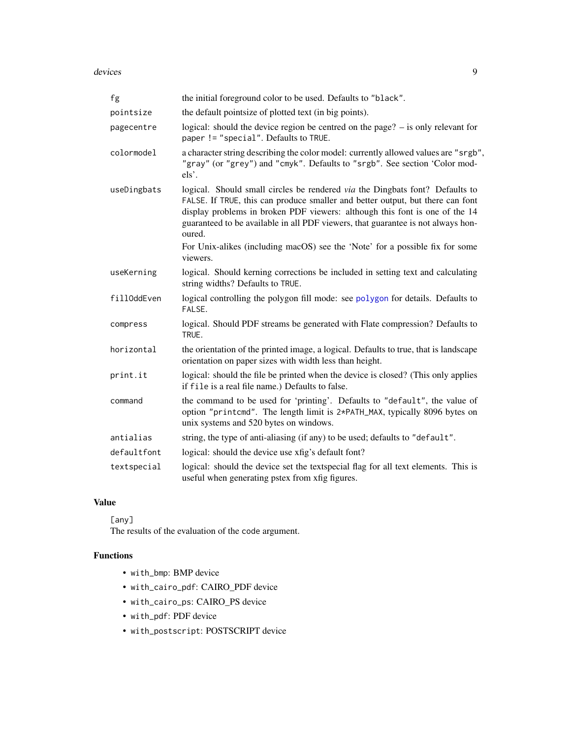| | |
|---|---|
| `fg` | the initial foreground color to be used. Defaults to `"black"`. |
| `pointsize` | the default pointsize of plotted text (in big points). |
| `pagecentre` | logical: should the device region be centred on the page? – is only relevant for `paper != "special"`. Defaults to `TRUE`. |
| `colormodel` | a character string describing the color model: currently allowed values are `"srgb"`, `"gray"` (or `"grey"`) and `"cmyk"`. Defaults to `"srgb"`. See section 'Color models'. |
| `useDingbats` | logical. Should small circles be rendered *via* the Dingbats font? Defaults to `FALSE`. If `TRUE`, this can produce smaller and better output, but there can font display problems in broken PDF viewers: although this font is one of the 14 guaranteed to be available in all PDF viewers, that guarantee is not always honoured.<br>For Unix-alikes (including macOS) see the 'Note' for a possible fix for some viewers. |
| `useKerning` | logical. Should kerning corrections be included in setting text and calculating string widths? Defaults to `TRUE`. |
| `fillOddEven` | logical controlling the polygon fill mode: see `polygon` for details. Defaults to `FALSE`. |
| `compress` | logical. Should PDF streams be generated with Flate compression? Defaults to `TRUE`. |
| `horizontal` | the orientation of the printed image, a logical. Defaults to true, that is landscape orientation on paper sizes with width less than height. |
| `print.it` | logical: should the file be printed when the device is closed? (This only applies if `file` is a real file name.) Defaults to false. |
| `command` | the command to be used for 'printing'. Defaults to `"default"`, the value of option `"printcmd"`. The length limit is `2*PATH_MAX`, typically 8096 bytes on unix systems and 520 bytes on windows. |
| `antialias` | string, the type of anti-aliasing (if any) to be used; defaults to `"default"`. |
| `defaultfont` | logical: should the device use xfig's default font? |
| `textspecial` | logical: should the device set the textspecial flag for all text elements. This is useful when generating pstex from xfig figures. |

## Value

`[any]`
The results of the evaluation of the `code` argument.

## Functions

- `with_bmp`: BMP device
- `with_cairo_pdf`: CAIRO_PDF device
- `with_cairo_ps`: CAIRO_PS device
- `with_pdf`: PDF device
- `with_postscript`: POSTSCRIPT device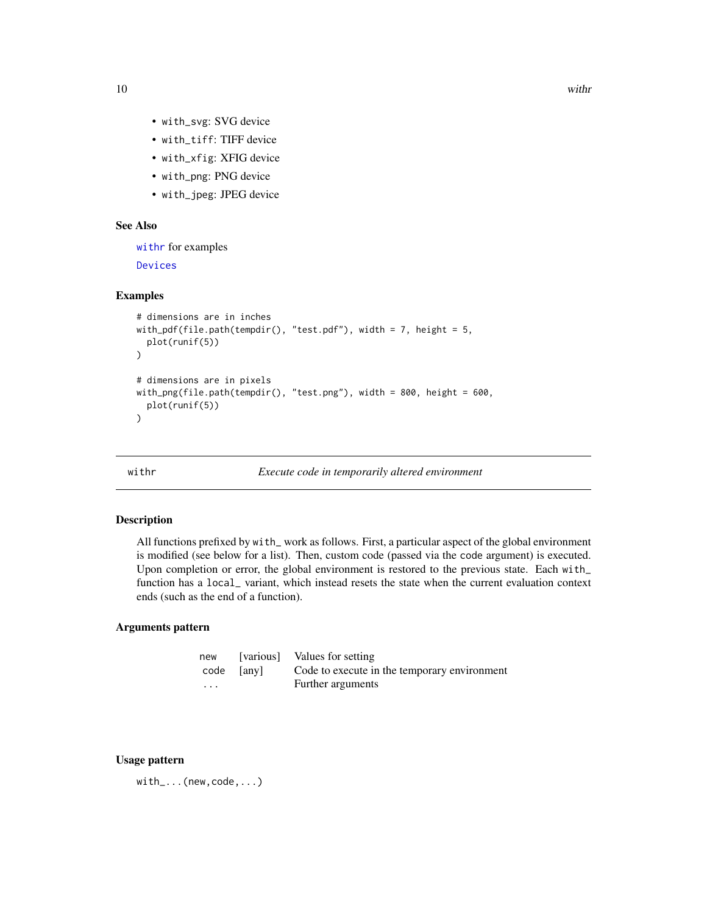- `with_svg`: SVG device
- `with_tiff`: TIFF device
- `with_xfig`: XFIG device
- `with_png`: PNG device
- `with_jpeg`: JPEG device

### See Also

`withr` for examples

`Devices`

### Examples

```
# dimensions are in inches
with_pdf(file.path(tempdir(), "test.pdf"), width = 7, height = 5,
  plot(runif(5))
)

# dimensions are in pixels
with_png(file.path(tempdir(), "test.png"), width = 800, height = 600,
  plot(runif(5))
)
```

---

## withr — *Execute code in temporarily altered environment*

---

### Description

All functions prefixed by `with_` work as follows. First, a particular aspect of the global environment is modified (see below for a list). Then, custom code (passed via the `code` argument) is executed. Upon completion or error, the global environment is restored to the previous state. Each `with_` function has a `local_` variant, which instead resets the state when the current evaluation context ends (such as the end of a function).

### Arguments pattern

| | | |
|---|---|---|
| `new` | [various] | Values for setting |
| `code` | [any] | Code to execute in the temporary environment |
| `...` | | Further arguments |

### Usage pattern

`with_...(new,code,...)`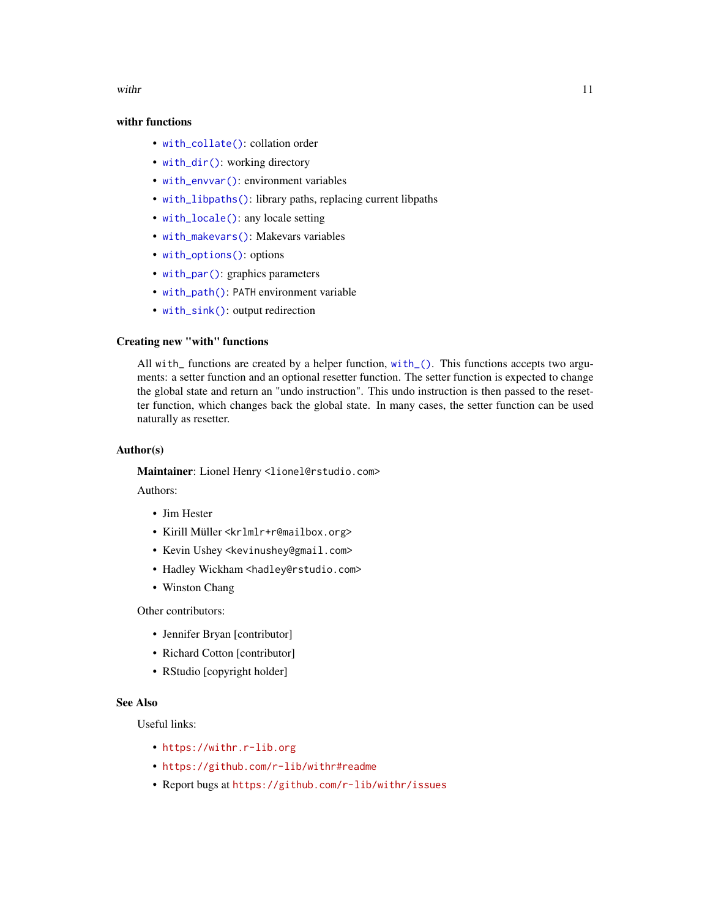### withr functions

- `with_collate()`: collation order
- `with_dir()`: working directory
- `with_envvar()`: environment variables
- `with_libpaths()`: library paths, replacing current libpaths
- `with_locale()`: any locale setting
- `with_makevars()`: Makevars variables
- `with_options()`: options
- `with_par()`: graphics parameters
- `with_path()`: `PATH` environment variable
- `with_sink()`: output redirection

### Creating new "with" functions

All `with_` functions are created by a helper function, `with_()`. This functions accepts two arguments: a setter function and an optional resetter function. The setter function is expected to change the global state and return an "undo instruction". This undo instruction is then passed to the resetter function, which changes back the global state. In many cases, the setter function can be used naturally as resetter.

### Author(s)

**Maintainer**: Lionel Henry <lionel@rstudio.com>

Authors:

- Jim Hester
- Kirill Müller <krlmlr+r@mailbox.org>
- Kevin Ushey <kevinushey@gmail.com>
- Hadley Wickham <hadley@rstudio.com>
- Winston Chang

Other contributors:

- Jennifer Bryan [contributor]
- Richard Cotton [contributor]
- RStudio [copyright holder]

### See Also

Useful links:

- https://withr.r-lib.org
- https://github.com/r-lib/withr#readme
- Report bugs at https://github.com/r-lib/withr/issues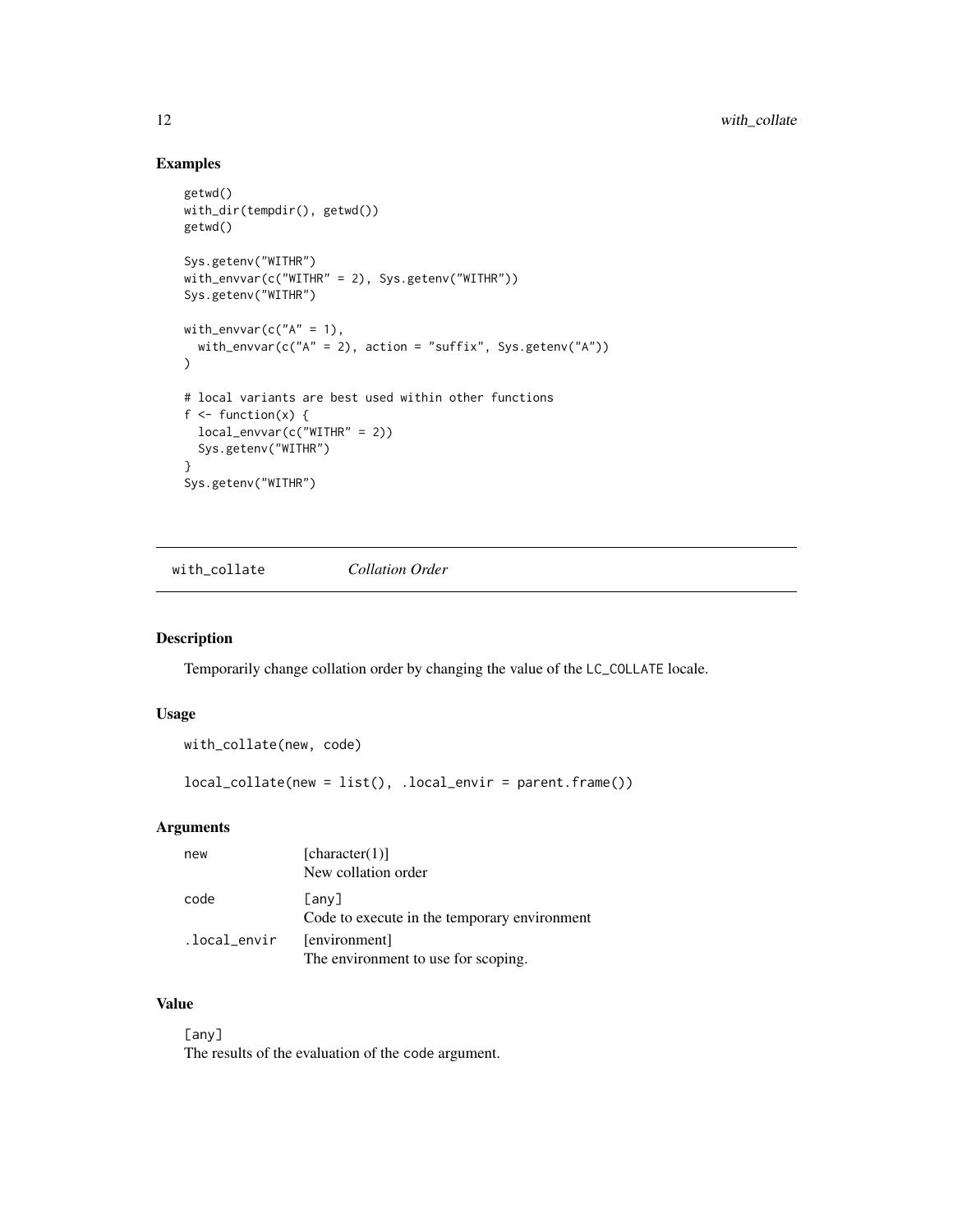## Examples

```
getwd()
with_dir(tempdir(), getwd())
getwd()

Sys.getenv("WITHR")
with_envvar(c("WITHR" = 2), Sys.getenv("WITHR"))
Sys.getenv("WITHR")

with_envvar(c("A" = 1),
  with_envvar(c("A" = 2), action = "suffix", Sys.getenv("A"))
)

# local variants are best used within other functions
f <- function(x) {
  local_envvar(c("WITHR" = 2))
  Sys.getenv("WITHR")
}
Sys.getenv("WITHR")
```

---

# with_collate *Collation Order*

## Description

Temporarily change collation order by changing the value of the `LC_COLLATE` locale.

## Usage

```
with_collate(new, code)

local_collate(new = list(), .local_envir = parent.frame())
```

## Arguments

| | |
|---|---|
| `new` | [character(1)]<br>New collation order |
| `code` | `[any]`<br>Code to execute in the temporary environment |
| `.local_envir` | [environment]<br>The environment to use for scoping. |

## Value

`[any]`
The results of the evaluation of the `code` argument.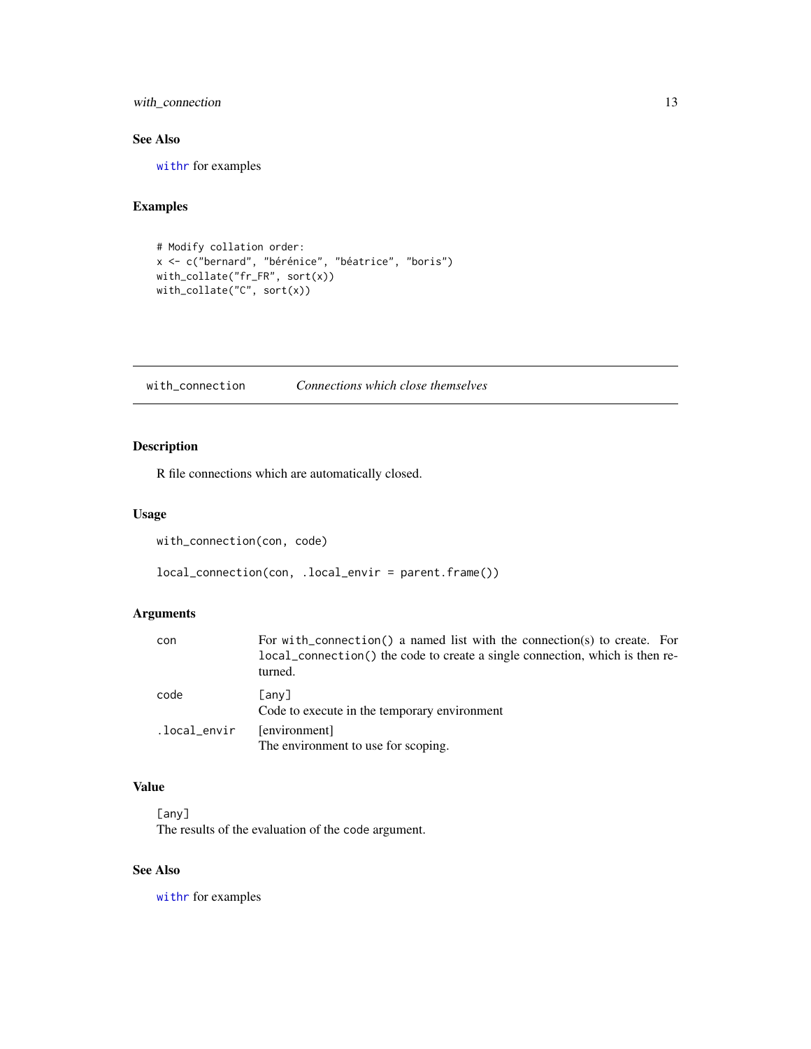## See Also

`withr` for examples

## Examples

```
# Modify collation order:
x <- c("bernard", "bérénice", "béatrice", "boris")
with_collate("fr_FR", sort(x))
with_collate("C", sort(x))
```

---

# with_connection    *Connections which close themselves*

## Description

R file connections which are automatically closed.

## Usage

```
with_connection(con, code)

local_connection(con, .local_envir = parent.frame())
```

## Arguments

| | |
|---|---|
| `con` | For `with_connection()` a named list with the connection(s) to create. For `local_connection()` the code to create a single connection, which is then returned. |
| `code` | `[any]` Code to execute in the temporary environment |
| `.local_envir` | [environment] The environment to use for scoping. |

## Value

`[any]`
The results of the evaluation of the code argument.

## See Also

`withr` for examples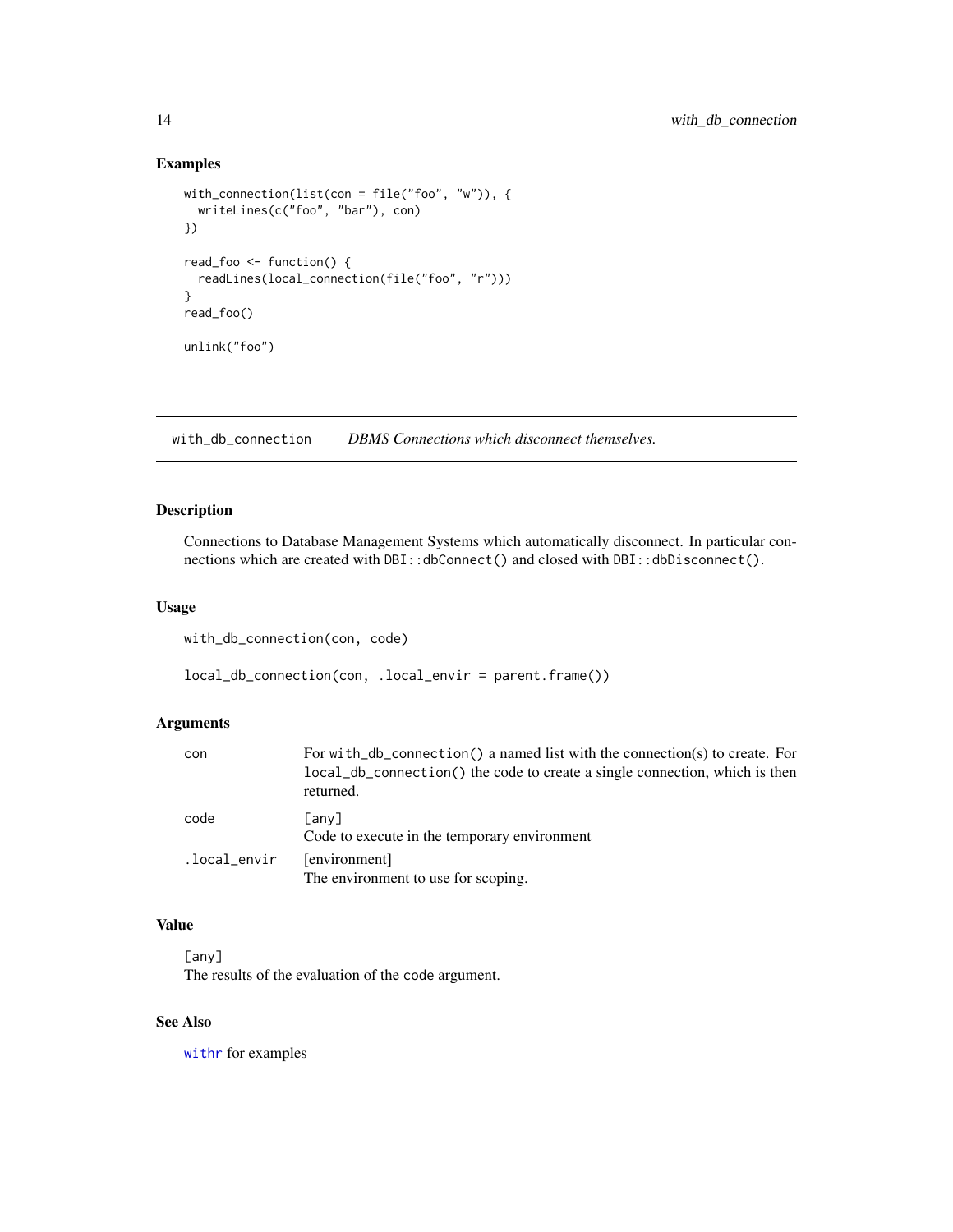## Examples

```
with_connection(list(con = file("foo", "w")), {
  writeLines(c("foo", "bar"), con)
})

read_foo <- function() {
  readLines(local_connection(file("foo", "r")))
}
read_foo()

unlink("foo")
```

---

# with_db_connection    *DBMS Connections which disconnect themselves.*

---

## Description

Connections to Database Management Systems which automatically disconnect. In particular connections which are created with `DBI::dbConnect()` and closed with `DBI::dbDisconnect()`.

## Usage

```
with_db_connection(con, code)

local_db_connection(con, .local_envir = parent.frame())
```

## Arguments

| | |
|---|---|
| con | For `with_db_connection()` a named list with the connection(s) to create. For `local_db_connection()` the code to create a single connection, which is then returned. |
| code | `[any]`<br>Code to execute in the temporary environment |
| .local_envir | [environment]<br>The environment to use for scoping. |

## Value

`[any]`
The results of the evaluation of the code argument.

## See Also

withr for examples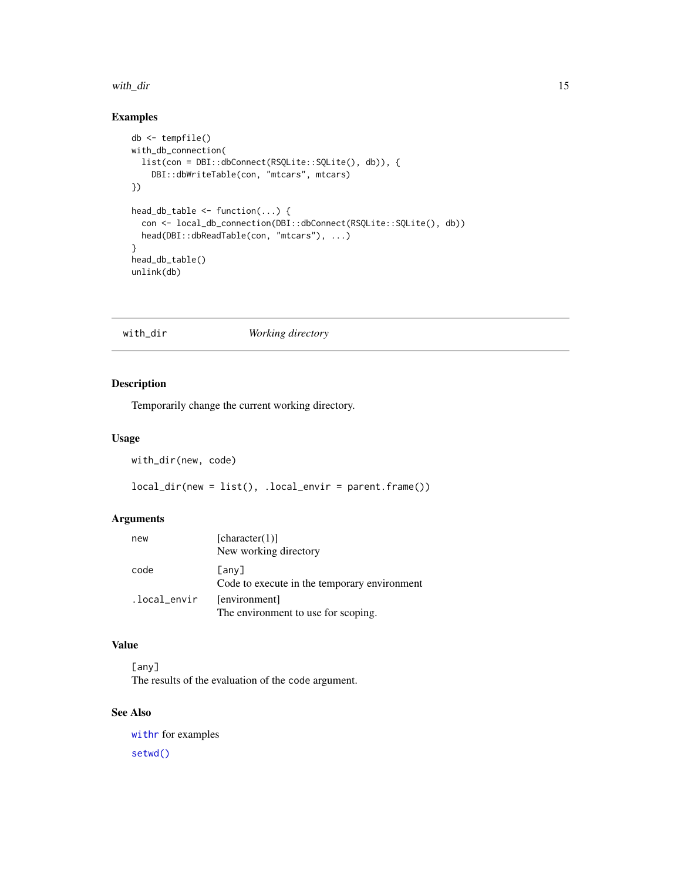## Examples

```
db <- tempfile()
with_db_connection(
  list(con = DBI::dbConnect(RSQLite::SQLite(), db)), {
    DBI::dbWriteTable(con, "mtcars", mtcars)
})

head_db_table <- function(...) {
  con <- local_db_connection(DBI::dbConnect(RSQLite::SQLite(), db))
  head(DBI::dbReadTable(con, "mtcars"), ...)
}
head_db_table()
unlink(db)
```

---

# with_dir — *Working directory*

---

## Description

Temporarily change the current working directory.

## Usage

```
with_dir(new, code)

local_dir(new = list(), .local_envir = parent.frame())
```

## Arguments

| | |
|---|---|
| `new` | [character(1)]<br>New working directory |
| `code` | `[any]`<br>Code to execute in the temporary environment |
| `.local_envir` | [environment]<br>The environment to use for scoping. |

## Value

`[any]`
The results of the evaluation of the `code` argument.

## See Also

`withr` for examples

`setwd()`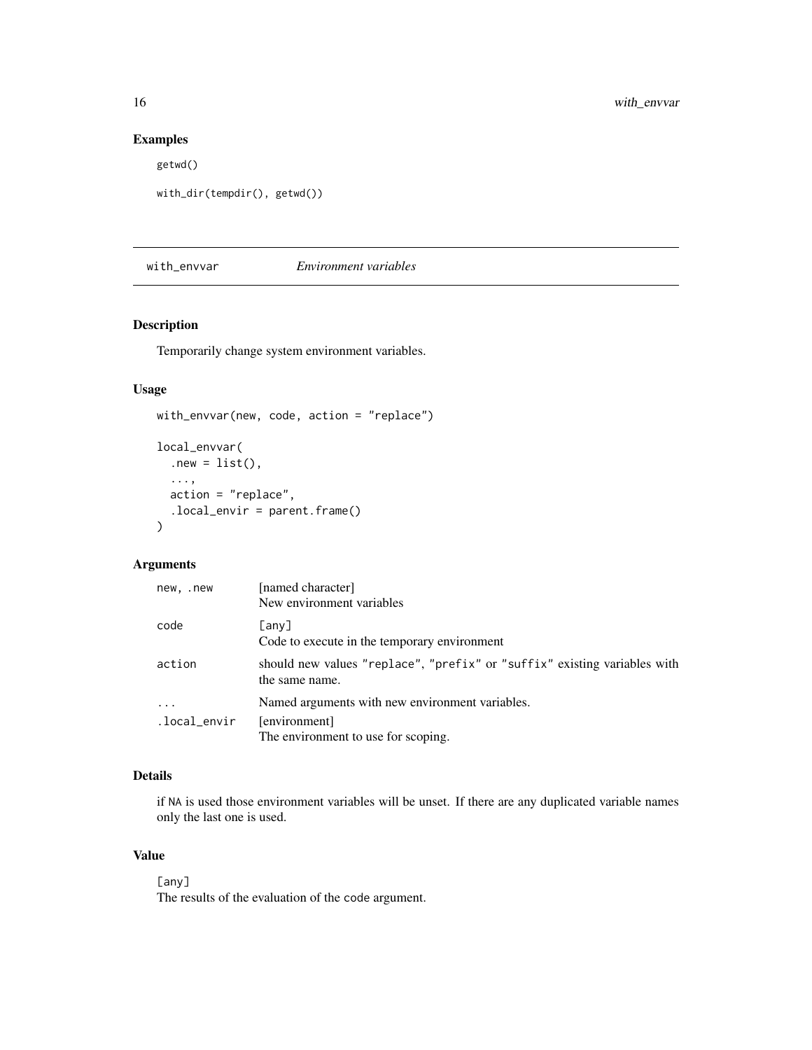## Examples

```
getwd()

with_dir(tempdir(), getwd())
```

---

# with_envvar    *Environment variables*

## Description

Temporarily change system environment variables.

## Usage

```
with_envvar(new, code, action = "replace")

local_envvar(
  .new = list(),
  ...,
  action = "replace",
  .local_envir = parent.frame()
)
```

## Arguments

| | |
|---|---|
| `new, .new` | [named character]<br>New environment variables |
| `code` | `[any]`<br>Code to execute in the temporary environment |
| `action` | should new values `"replace"`, `"prefix"` or `"suffix"` existing variables with the same name. |
| `...` | Named arguments with new environment variables. |
| `.local_envir` | [environment]<br>The environment to use for scoping. |

## Details

if `NA` is used those environment variables will be unset. If there are any duplicated variable names only the last one is used.

## Value

`[any]`
The results of the evaluation of the `code` argument.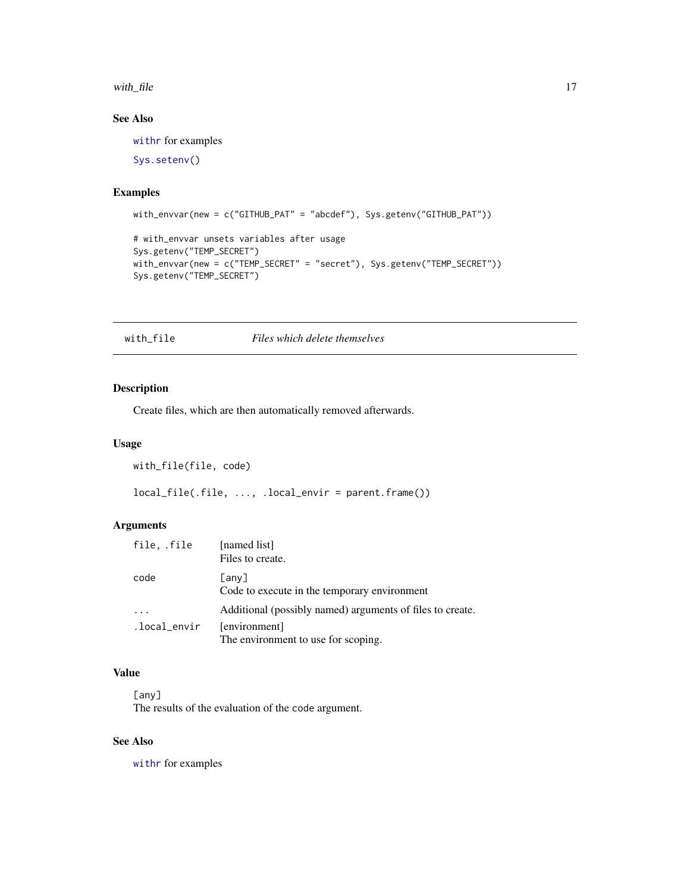### See Also

withr for examples

Sys.setenv()

### Examples

```
with_envvar(new = c("GITHUB_PAT" = "abcdef"), Sys.getenv("GITHUB_PAT"))

# with_envvar unsets variables after usage
Sys.getenv("TEMP_SECRET")
with_envvar(new = c("TEMP_SECRET" = "secret"), Sys.getenv("TEMP_SECRET"))
Sys.getenv("TEMP_SECRET")
```

---

## with_file *Files which delete themselves*

---

### Description

Create files, which are then automatically removed afterwards.

### Usage

```
with_file(file, code)

local_file(.file, ..., .local_envir = parent.frame())
```

### Arguments

| | |
|---|---|
| file, .file | [named list]<br>Files to create. |
| code | [any]<br>Code to execute in the temporary environment |
| ... | Additional (possibly named) arguments of files to create. |
| .local_envir | [environment]<br>The environment to use for scoping. |

### Value

[any]
The results of the evaluation of the code argument.

### See Also

withr for examples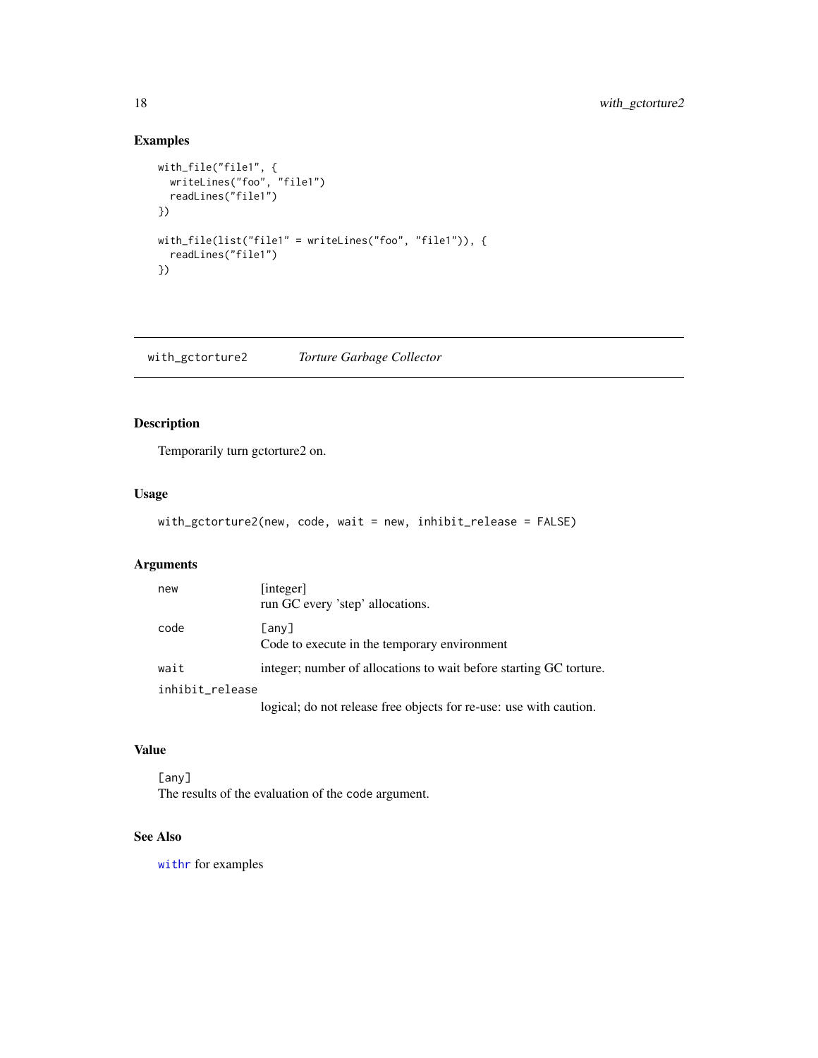## Examples

```
with_file("file1", {
  writeLines("foo", "file1")
  readLines("file1")
})

with_file(list("file1" = writeLines("foo", "file1")), {
  readLines("file1")
})
```

---

# with_gctorture2 *Torture Garbage Collector*

## Description

Temporarily turn gctorture2 on.

## Usage

```
with_gctorture2(new, code, wait = new, inhibit_release = FALSE)
```

## Arguments

| | |
|---|---|
| new | [integer] run GC every 'step' allocations. |
| code | [any] Code to execute in the temporary environment |
| wait | integer; number of allocations to wait before starting GC torture. |
| inhibit_release | logical; do not release free objects for re-use: use with caution. |

## Value

[any]
The results of the evaluation of the code argument.

## See Also

withr for examples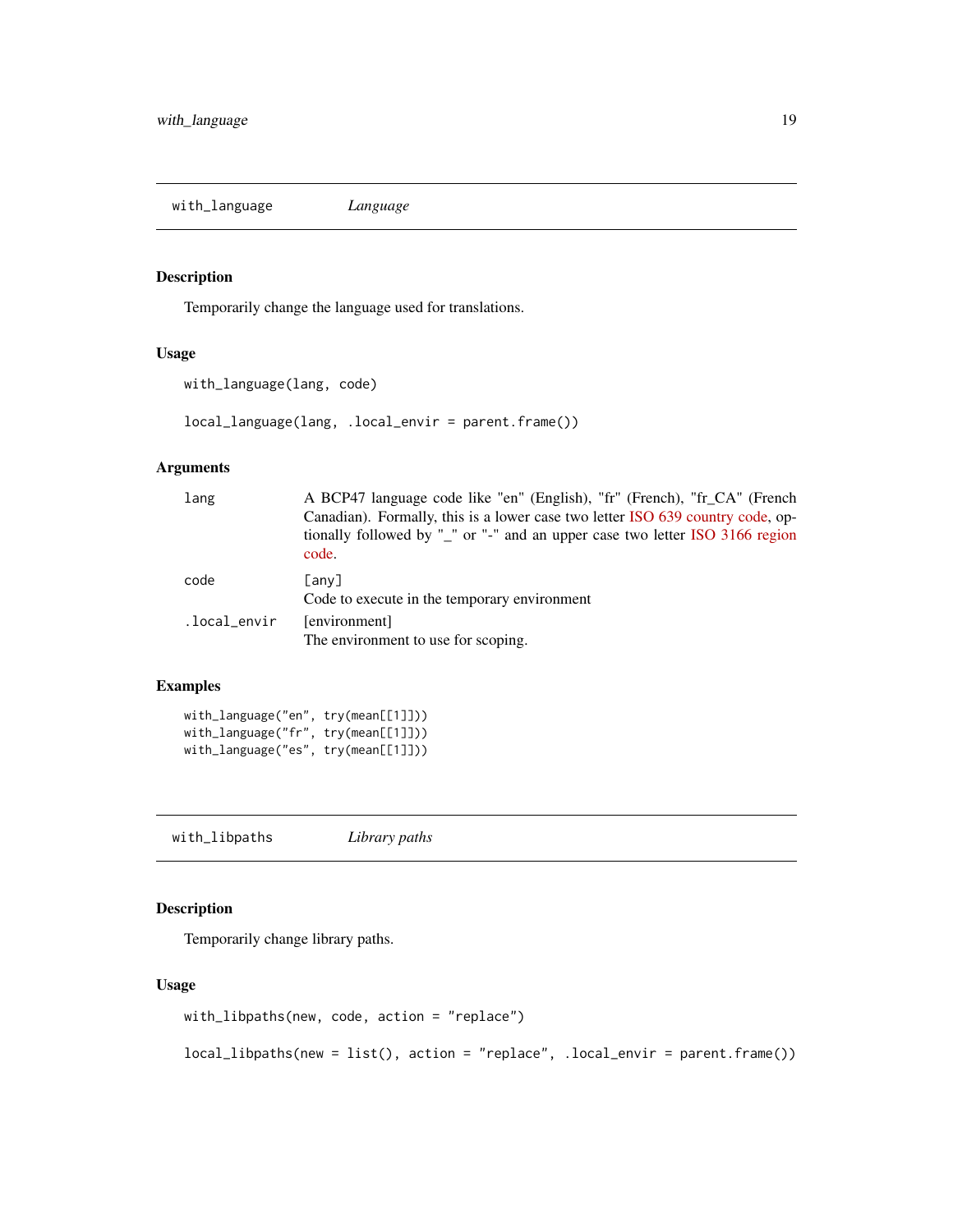## with_language *Language*

### Description

Temporarily change the language used for translations.

### Usage

```
with_language(lang, code)

local_language(lang, .local_envir = parent.frame())
```

### Arguments

| | |
|---|---|
| `lang` | A BCP47 language code like "en" (English), "fr" (French), "fr_CA" (French Canadian). Formally, this is a lower case two letter ISO 639 country code, optionally followed by "_" or "-" and an upper case two letter ISO 3166 region code. |
| `code` | [any]<br>Code to execute in the temporary environment |
| `.local_envir` | [environment]<br>The environment to use for scoping. |

### Examples

```
with_language("en", try(mean[[1]]))
with_language("fr", try(mean[[1]]))
with_language("es", try(mean[[1]]))
```

## with_libpaths *Library paths*

### Description

Temporarily change library paths.

### Usage

```
with_libpaths(new, code, action = "replace")

local_libpaths(new = list(), action = "replace", .local_envir = parent.frame())
```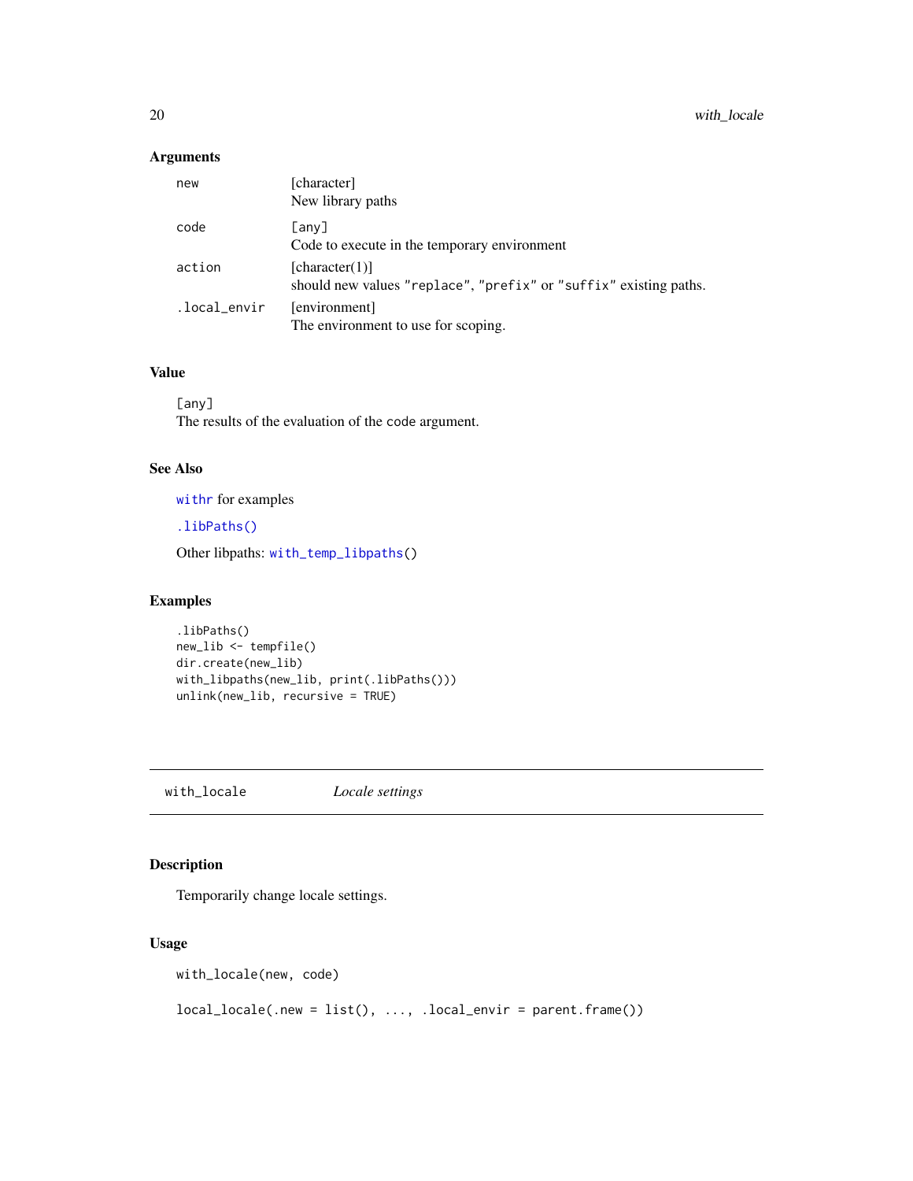### Arguments

| | |
|---|---|
| `new` | [character]<br>New library paths |
| `code` | [any]<br>Code to execute in the temporary environment |
| `action` | [character(1)]<br>should new values `"replace"`, `"prefix"` or `"suffix"` existing paths. |
| `.local_envir` | [environment]<br>The environment to use for scoping. |

### Value

`[any]`
The results of the evaluation of the `code` argument.

### See Also

`withr` for examples

`.libPaths()`

Other libpaths: `with_temp_libpaths()`

### Examples

```
.libPaths()
new_lib <- tempfile()
dir.create(new_lib)
with_libpaths(new_lib, print(.libPaths()))
unlink(new_lib, recursive = TRUE)
```

---

## with_locale *Locale settings*

---

### Description

Temporarily change locale settings.

### Usage

```
with_locale(new, code)

local_locale(.new = list(), ..., .local_envir = parent.frame())
```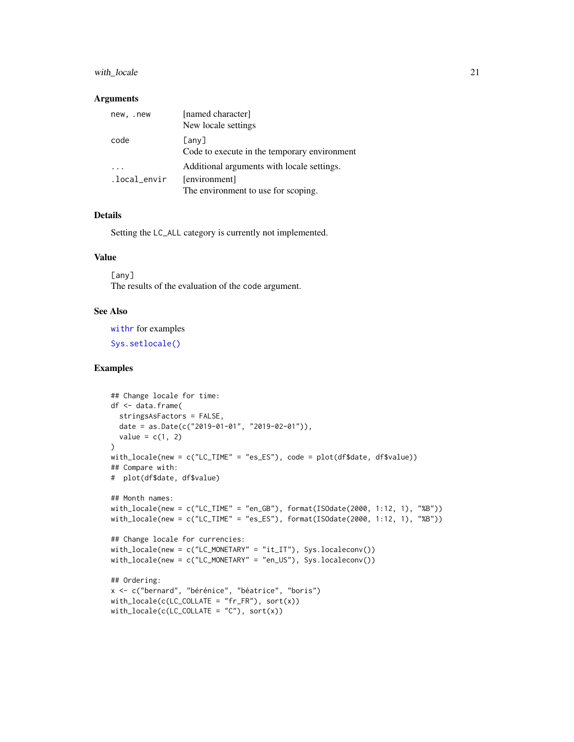### Arguments

| | |
|---|---|
| `new, .new` | [named character] New locale settings |
| `code` | `[any]` Code to execute in the temporary environment |
| `...` | Additional arguments with locale settings. |
| `.local_envir` | [environment] The environment to use for scoping. |

### Details

Setting the `LC_ALL` category is currently not implemented.

### Value

`[any]`
The results of the evaluation of the code argument.

### See Also

`withr` for examples

`Sys.setlocale()`

### Examples

```
## Change locale for time:
df <- data.frame(
  stringsAsFactors = FALSE,
  date = as.Date(c("2019-01-01", "2019-02-01")),
  value = c(1, 2)
)
with_locale(new = c("LC_TIME" = "es_ES"), code = plot(df$date, df$value))
## Compare with:
#  plot(df$date, df$value)

## Month names:
with_locale(new = c("LC_TIME" = "en_GB"), format(ISOdate(2000, 1:12, 1), "%B"))
with_locale(new = c("LC_TIME" = "es_ES"), format(ISOdate(2000, 1:12, 1), "%B"))

## Change locale for currencies:
with_locale(new = c("LC_MONETARY" = "it_IT"), Sys.localeconv())
with_locale(new = c("LC_MONETARY" = "en_US"), Sys.localeconv())

## Ordering:
x <- c("bernard", "bérénice", "béatrice", "boris")
with_locale(c(LC_COLLATE = "fr_FR"), sort(x))
with_locale(c(LC_COLLATE = "C"), sort(x))
```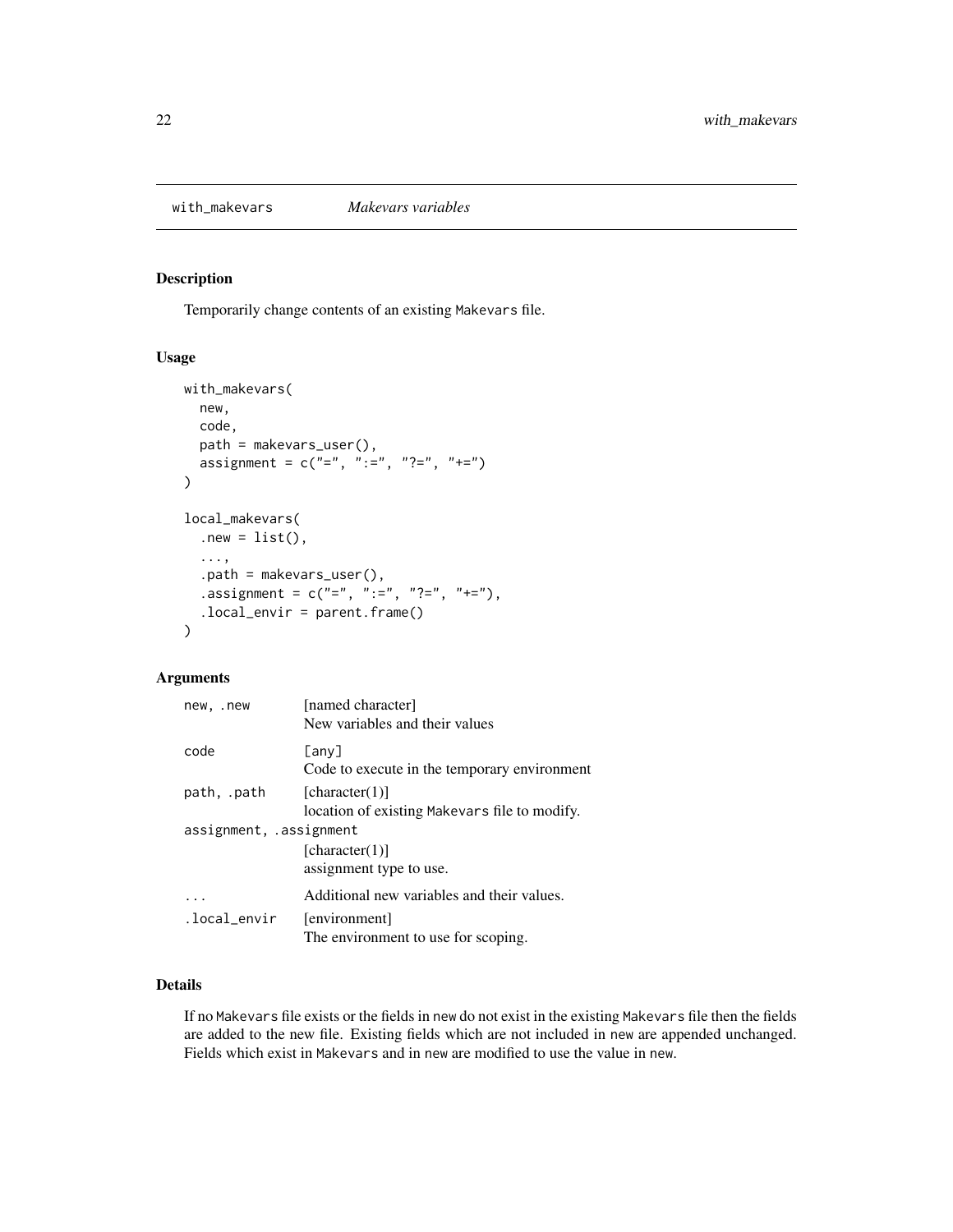## with_makevars *Makevars variables*

### Description

Temporarily change contents of an existing `Makevars` file.

### Usage

```
with_makevars(
  new,
  code,
  path = makevars_user(),
  assignment = c("=", ":=", "?=", "+=")
)

local_makevars(
  .new = list(),
  ...,
  .path = makevars_user(),
  .assignment = c("=", ":=", "?=", "+="),
  .local_envir = parent.frame()
)
```

### Arguments

| | |
|---|---|
| `new, .new` | [named character]<br>New variables and their values |
| `code` | [any]<br>Code to execute in the temporary environment |
| `path, .path` | [character(1)]<br>location of existing `Makevars` file to modify. |
| `assignment, .assignment` | [character(1)]<br>assignment type to use. |
| `...` | Additional new variables and their values. |
| `.local_envir` | [environment]<br>The environment to use for scoping. |

### Details

If no `Makevars` file exists or the fields in `new` do not exist in the existing `Makevars` file then the fields are added to the new file. Existing fields which are not included in `new` are appended unchanged. Fields which exist in `Makevars` and in `new` are modified to use the value in `new`.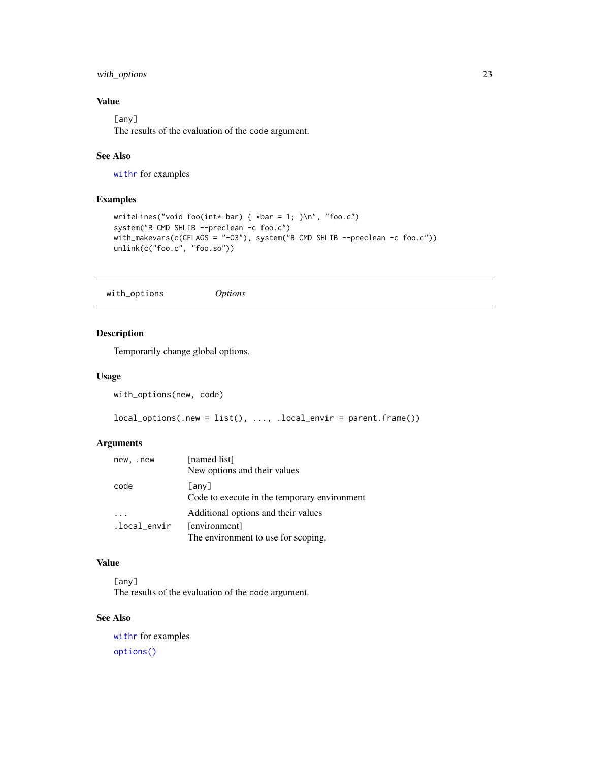## Value

[any]
The results of the evaluation of the code argument.

## See Also

withr for examples

## Examples

```
writeLines("void foo(int* bar) { *bar = 1; }\n", "foo.c")
system("R CMD SHLIB --preclean -c foo.c")
with_makevars(c(CFLAGS = "-O3"), system("R CMD SHLIB --preclean -c foo.c"))
unlink(c("foo.c", "foo.so"))
```

---

# with_options *Options*

---

## Description

Temporarily change global options.

## Usage

```
with_options(new, code)

local_options(.new = list(), ..., .local_envir = parent.frame())
```

## Arguments

| | |
|---|---|
| new, .new | [named list] New options and their values |
| code | [any] Code to execute in the temporary environment |
| ... | Additional options and their values |
| .local_envir | [environment] The environment to use for scoping. |

## Value

[any]
The results of the evaluation of the code argument.

## See Also

withr for examples

options()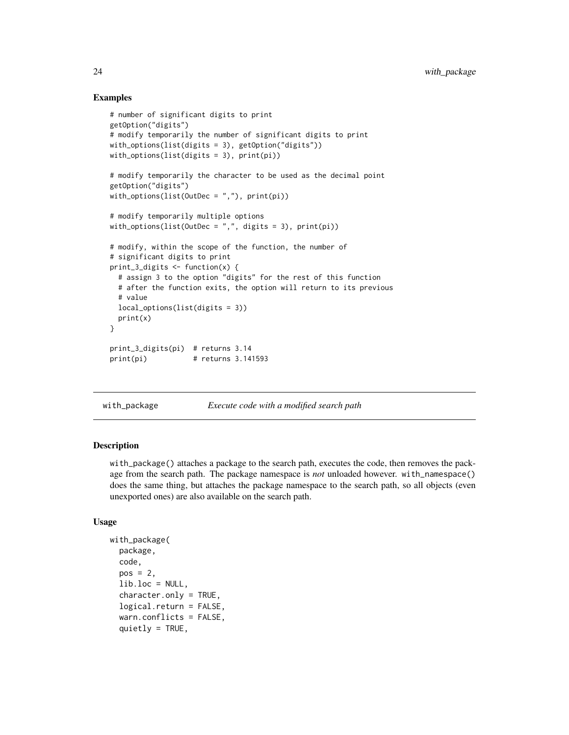## Examples

```
# number of significant digits to print
getOption("digits")
# modify temporarily the number of significant digits to print
with_options(list(digits = 3), getOption("digits"))
with_options(list(digits = 3), print(pi))

# modify temporarily the character to be used as the decimal point
getOption("digits")
with_options(list(OutDec = ","), print(pi))

# modify temporarily multiple options
with_options(list(OutDec = ",", digits = 3), print(pi))

# modify, within the scope of the function, the number of
# significant digits to print
print_3_digits <- function(x) {
  # assign 3 to the option "digits" for the rest of this function
  # after the function exits, the option will return to its previous
  # value
  local_options(list(digits = 3))
  print(x)
}

print_3_digits(pi)  # returns 3.14
print(pi)           # returns 3.141593
```

---

# with_package — *Execute code with a modified search path*

## Description

`with_package()` attaches a package to the search path, executes the code, then removes the package from the search path. The package namespace is *not* unloaded however. `with_namespace()` does the same thing, but attaches the package namespace to the search path, so all objects (even unexported ones) are also available on the search path.

## Usage

```
with_package(
  package,
  code,
  pos = 2,
  lib.loc = NULL,
  character.only = TRUE,
  logical.return = FALSE,
  warn.conflicts = FALSE,
  quietly = TRUE,
```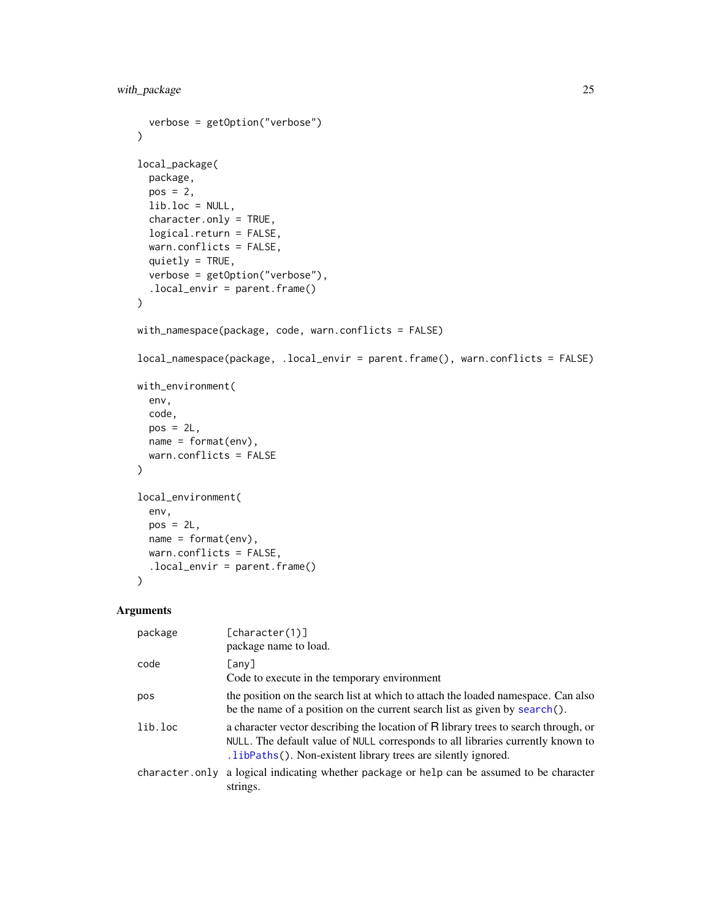```
  verbose = getOption("verbose")
)

local_package(
  package,
  pos = 2,
  lib.loc = NULL,
  character.only = TRUE,
  logical.return = FALSE,
  warn.conflicts = FALSE,
  quietly = TRUE,
  verbose = getOption("verbose"),
  .local_envir = parent.frame()
)

with_namespace(package, code, warn.conflicts = FALSE)

local_namespace(package, .local_envir = parent.frame(), warn.conflicts = FALSE)

with_environment(
  env,
  code,
  pos = 2L,
  name = format(env),
  warn.conflicts = FALSE
)

local_environment(
  env,
  pos = 2L,
  name = format(env),
  warn.conflicts = FALSE,
  .local_envir = parent.frame()
)
```

## Arguments

| | |
|---|---|
| `package` | `[character(1)]` package name to load. |
| `code` | `[any]` Code to execute in the temporary environment |
| `pos` | the position on the search list at which to attach the loaded namespace. Can also be the name of a position on the current search list as given by `search()`. |
| `lib.loc` | a character vector describing the location of R library trees to search through, or `NULL`. The default value of `NULL` corresponds to all libraries currently known to `.libPaths()`. Non-existent library trees are silently ignored. |
| `character.only` | a logical indicating whether `package` or `help` can be assumed to be character strings. |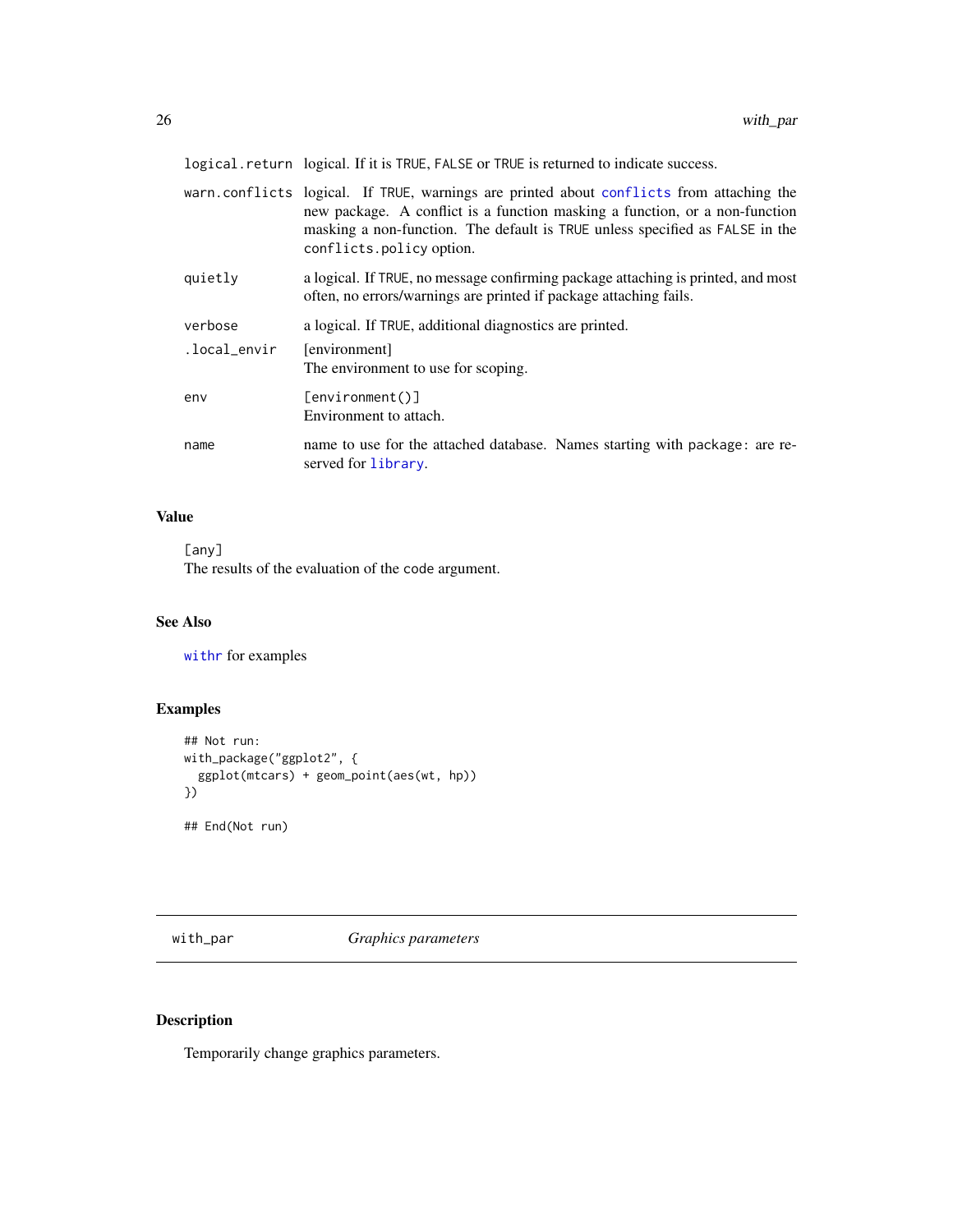| | |
|---|---|
| logical.return | logical. If it is TRUE, FALSE or TRUE is returned to indicate success. |
| warn.conflicts | logical. If TRUE, warnings are printed about conflicts from attaching the new package. A conflict is a function masking a function, or a non-function masking a non-function. The default is TRUE unless specified as FALSE in the conflicts.policy option. |
| quietly | a logical. If TRUE, no message confirming package attaching is printed, and most often, no errors/warnings are printed if package attaching fails. |
| verbose | a logical. If TRUE, additional diagnostics are printed. |
| .local_envir | [environment] The environment to use for scoping. |
| env | [environment()] Environment to attach. |
| name | name to use for the attached database. Names starting with package: are reserved for library. |

## Value

[any]
The results of the evaluation of the code argument.

## See Also

withr for examples

## Examples

```
## Not run:
with_package("ggplot2", {
  ggplot(mtcars) + geom_point(aes(wt, hp))
})

## End(Not run)
```

---

# with_par *Graphics parameters*

## Description

Temporarily change graphics parameters.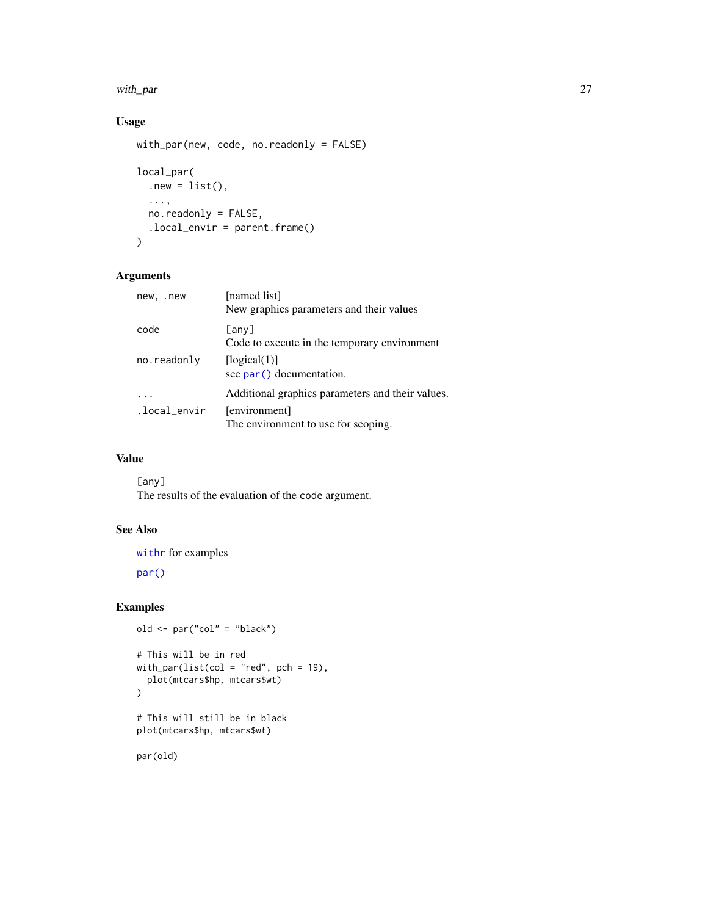### Usage

```
with_par(new, code, no.readonly = FALSE)

local_par(
  .new = list(),
  ...,
  no.readonly = FALSE,
  .local_envir = parent.frame()
)
```

### Arguments

| | |
|---|---|
| `new, .new` | [named list]<br>New graphics parameters and their values |
| `code` | [any]<br>Code to execute in the temporary environment |
| `no.readonly` | [logical(1)]<br>see `par()` documentation. |
| `...` | Additional graphics parameters and their values. |
| `.local_envir` | [environment]<br>The environment to use for scoping. |

### Value

`[any]`
The results of the evaluation of the code argument.

### See Also

`withr` for examples

`par()`

### Examples

```
old <- par("col" = "black")

# This will be in red
with_par(list(col = "red", pch = 19),
  plot(mtcars$hp, mtcars$wt)
)

# This will still be in black
plot(mtcars$hp, mtcars$wt)

par(old)
```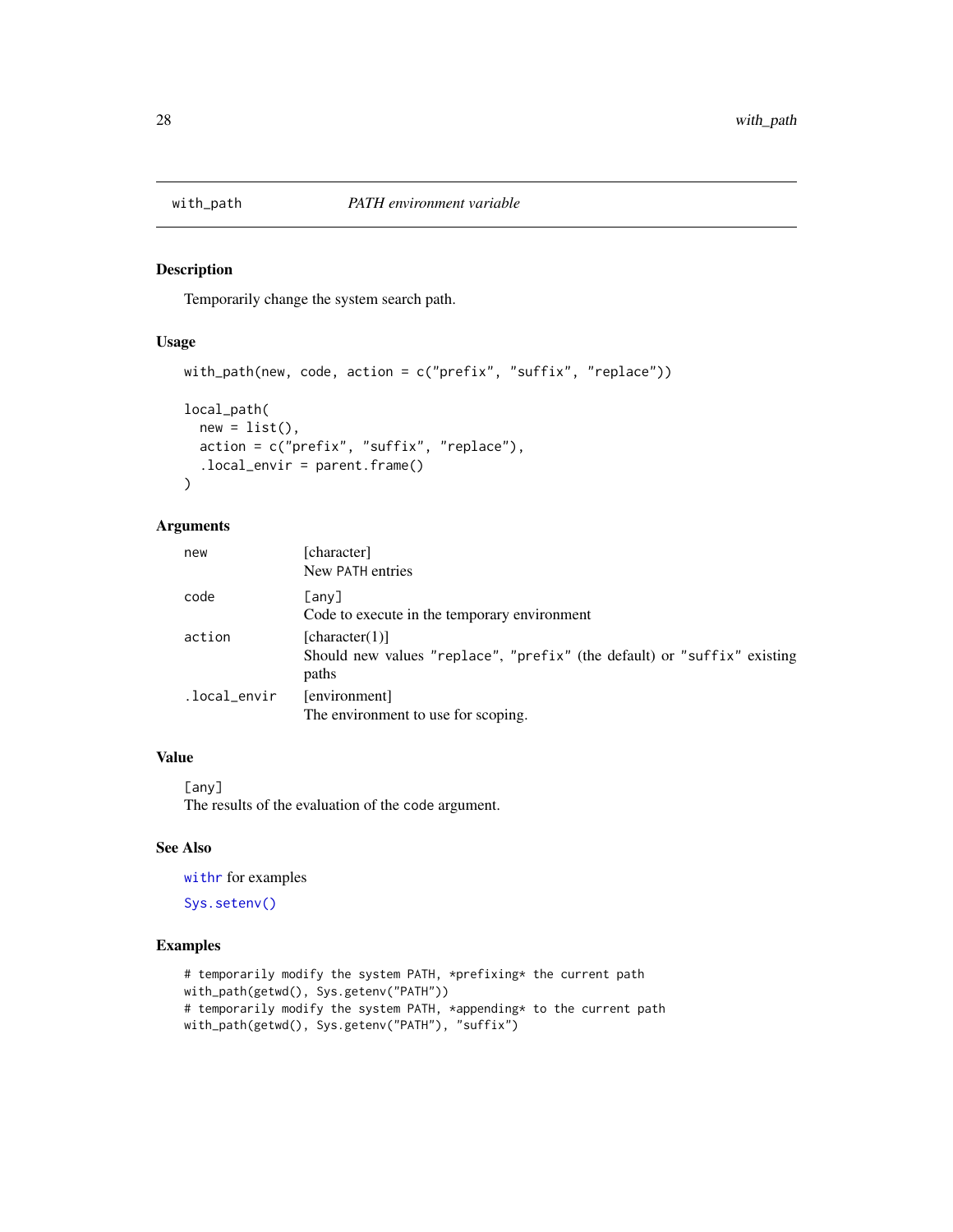## with_path — *PATH environment variable*

### Description

Temporarily change the system search path.

### Usage

```
with_path(new, code, action = c("prefix", "suffix", "replace"))

local_path(
  new = list(),
  action = c("prefix", "suffix", "replace"),
  .local_envir = parent.frame()
)
```

### Arguments

| | |
|---|---|
| `new` | [character]<br>New PATH entries |
| `code` | `[any]`<br>Code to execute in the temporary environment |
| `action` | [character(1)]<br>Should new values `"replace"`, `"prefix"` (the default) or `"suffix"` existing paths |
| `.local_envir` | [environment]<br>The environment to use for scoping. |

### Value

`[any]`
The results of the evaluation of the code argument.

### See Also

`withr` for examples

`Sys.setenv()`

### Examples

```
# temporarily modify the system PATH, *prefixing* the current path
with_path(getwd(), Sys.getenv("PATH"))
# temporarily modify the system PATH, *appending* to the current path
with_path(getwd(), Sys.getenv("PATH"), "suffix")
```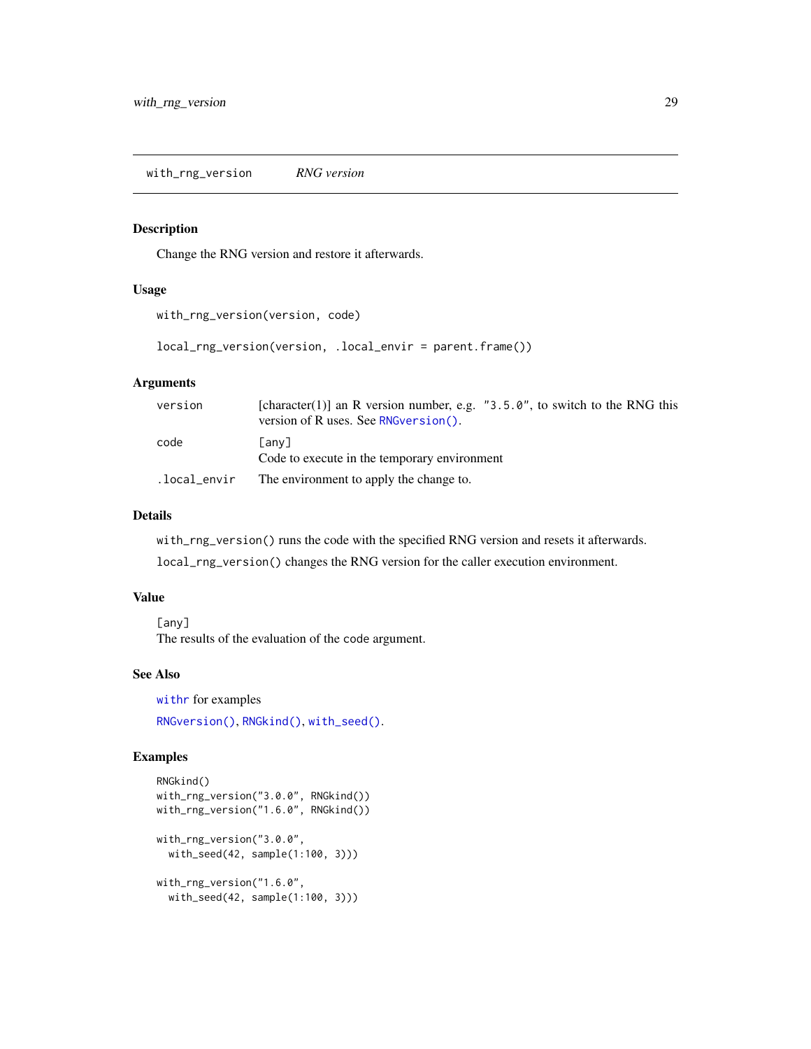## with_rng_version — *RNG version*

### Description

Change the RNG version and restore it afterwards.

### Usage

```
with_rng_version(version, code)

local_rng_version(version, .local_envir = parent.frame())
```

### Arguments

| | |
|---|---|
| version | [character(1)] an R version number, e.g. "3.5.0", to switch to the RNG this version of R uses. See RNGversion(). |
| code | [any] Code to execute in the temporary environment |
| .local_envir | The environment to apply the change to. |

### Details

`with_rng_version()` runs the code with the specified RNG version and resets it afterwards.

`local_rng_version()` changes the RNG version for the caller execution environment.

### Value

[any]
The results of the evaluation of the code argument.

### See Also

withr for examples

RNGversion(), RNGkind(), with_seed().

### Examples

```
RNGkind()
with_rng_version("3.0.0", RNGkind())
with_rng_version("1.6.0", RNGkind())

with_rng_version("3.0.0",
  with_seed(42, sample(1:100, 3)))

with_rng_version("1.6.0",
  with_seed(42, sample(1:100, 3)))
```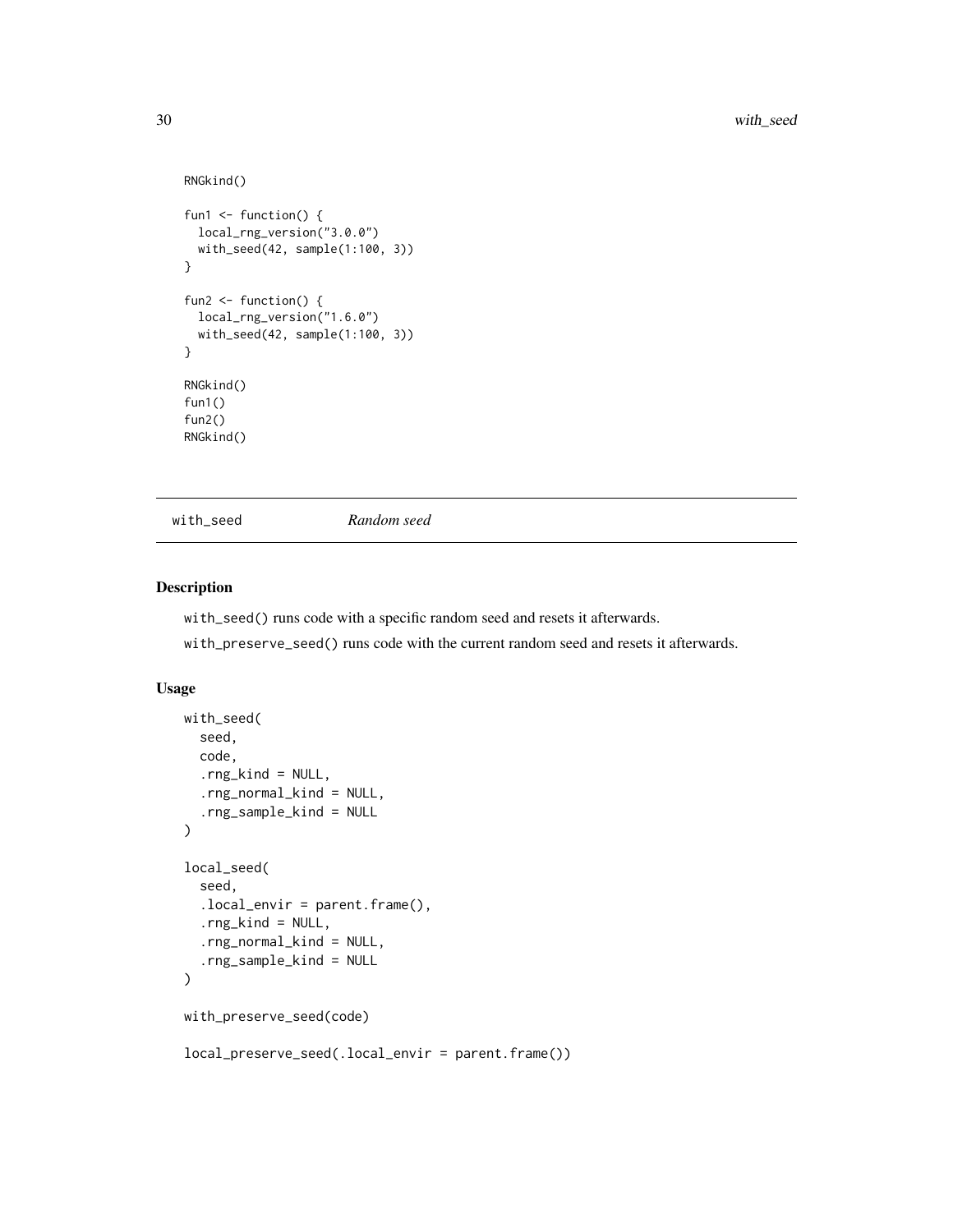```
RNGkind()

fun1 <- function() {
  local_rng_version("3.0.0")
  with_seed(42, sample(1:100, 3))
}

fun2 <- function() {
  local_rng_version("1.6.0")
  with_seed(42, sample(1:100, 3))
}

RNGkind()
fun1()
fun2()
RNGkind()
```

## with_seed *Random seed*

### Description

`with_seed()` runs code with a specific random seed and resets it afterwards.

`with_preserve_seed()` runs code with the current random seed and resets it afterwards.

### Usage

```
with_seed(
  seed,
  code,
  .rng_kind = NULL,
  .rng_normal_kind = NULL,
  .rng_sample_kind = NULL
)

local_seed(
  seed,
  .local_envir = parent.frame(),
  .rng_kind = NULL,
  .rng_normal_kind = NULL,
  .rng_sample_kind = NULL
)

with_preserve_seed(code)

local_preserve_seed(.local_envir = parent.frame())
```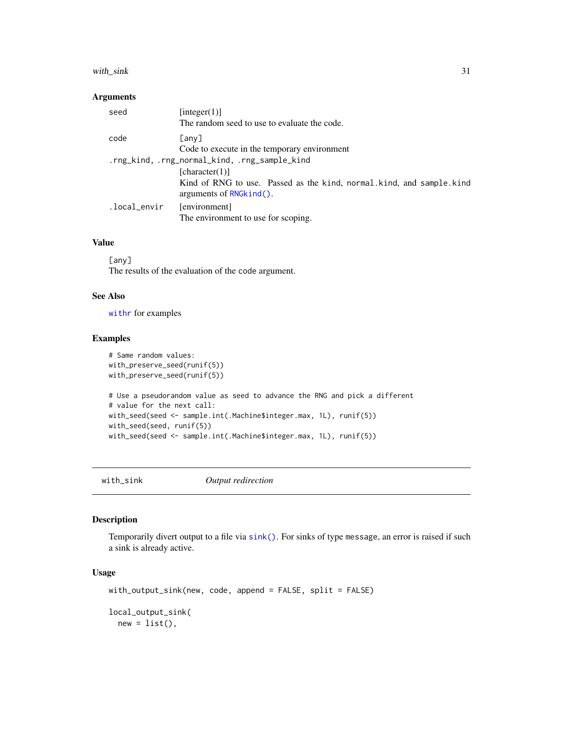## Arguments

- `seed` — [integer(1)]
  The random seed to use to evaluate the code.
- `code` — [any]
  Code to execute in the temporary environment
- `.rng_kind, .rng_normal_kind, .rng_sample_kind` — [character(1)]
  Kind of RNG to use. Passed as the `kind`, `normal.kind`, and `sample.kind` arguments of `RNGkind()`.
- `.local_envir` — [environment]
  The environment to use for scoping.

## Value

`[any]`
The results of the evaluation of the `code` argument.

## See Also

`withr` for examples

## Examples

```
# Same random values:
with_preserve_seed(runif(5))
with_preserve_seed(runif(5))

# Use a pseudorandom value as seed to advance the RNG and pick a different
# value for the next call:
with_seed(seed <- sample.int(.Machine$integer.max, 1L), runif(5))
with_seed(seed, runif(5))
with_seed(seed <- sample.int(.Machine$integer.max, 1L), runif(5))
```

---

# with_sink — *Output redirection*

## Description

Temporarily divert output to a file via `sink()`. For sinks of type `message`, an error is raised if such a sink is already active.

## Usage

```
with_output_sink(new, code, append = FALSE, split = FALSE)

local_output_sink(
  new = list(),
```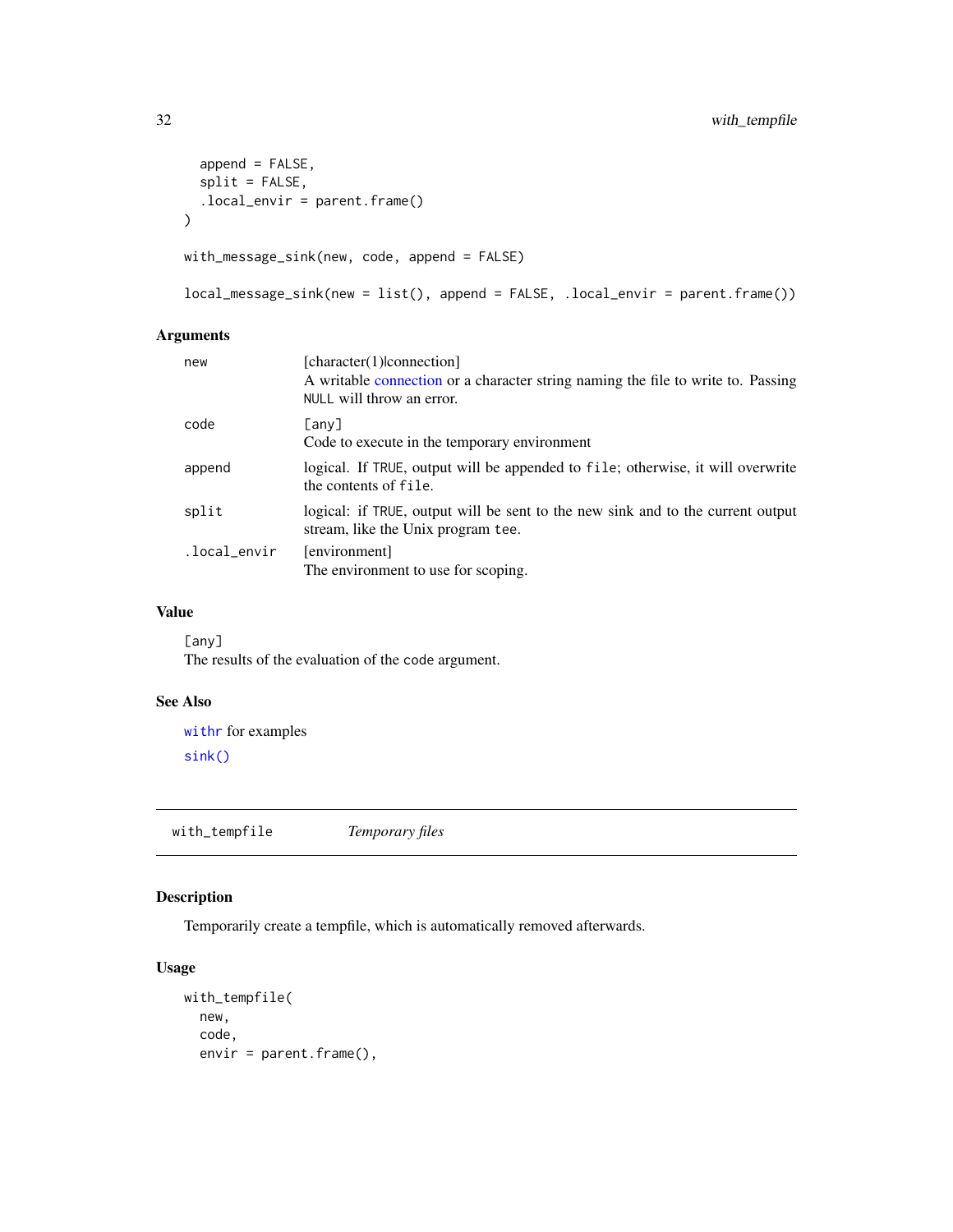```
  append = FALSE,
  split = FALSE,
  .local_envir = parent.frame()
)

with_message_sink(new, code, append = FALSE)

local_message_sink(new = list(), append = FALSE, .local_envir = parent.frame())
```

### Arguments

| | |
|---|---|
| `new` | [character(1)\|connection]<br>A writable connection or a character string naming the file to write to. Passing `NULL` will throw an error. |
| `code` | `[any]`<br>Code to execute in the temporary environment |
| `append` | logical. If `TRUE`, output will be appended to `file`; otherwise, it will overwrite the contents of `file`. |
| `split` | logical: if `TRUE`, output will be sent to the new sink and to the current output stream, like the Unix program `tee`. |
| `.local_envir` | [environment]<br>The environment to use for scoping. |

### Value

`[any]`
The results of the evaluation of the `code` argument.

### See Also

`withr` for examples

`sink()`

---

## with_tempfile *Temporary files*

---

### Description

Temporarily create a tempfile, which is automatically removed afterwards.

### Usage

```
with_tempfile(
  new,
  code,
  envir = parent.frame(),
```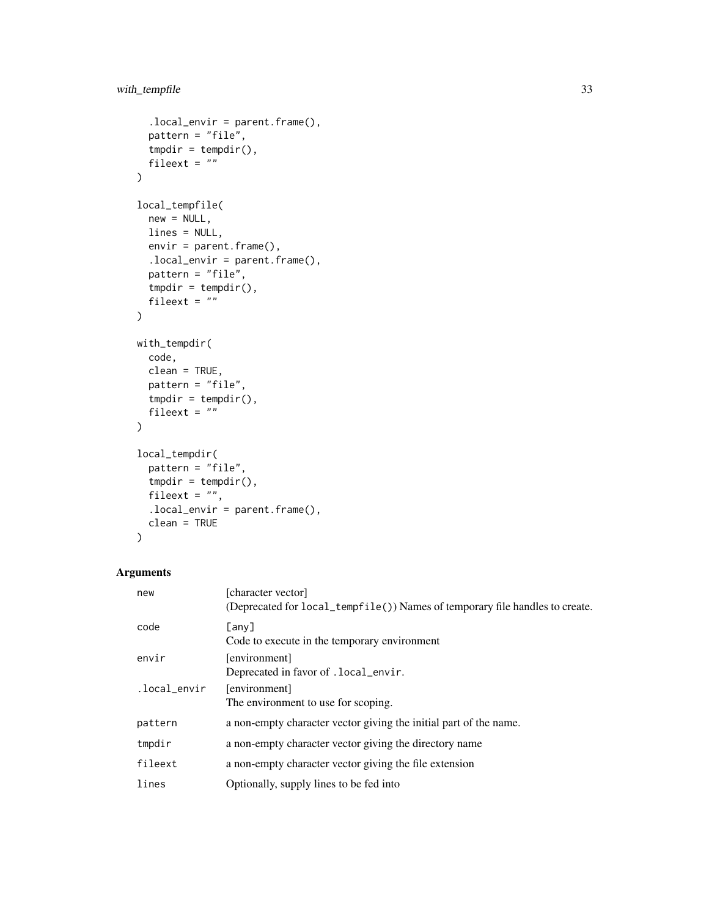```
  .local_envir = parent.frame(),
  pattern = "file",
  tmpdir = tempdir(),
  fileext = ""
)

local_tempfile(
  new = NULL,
  lines = NULL,
  envir = parent.frame(),
  .local_envir = parent.frame(),
  pattern = "file",
  tmpdir = tempdir(),
  fileext = ""
)

with_tempdir(
  code,
  clean = TRUE,
  pattern = "file",
  tmpdir = tempdir(),
  fileext = ""
)

local_tempdir(
  pattern = "file",
  tmpdir = tempdir(),
  fileext = "",
  .local_envir = parent.frame(),
  clean = TRUE
)
```

## Arguments

| | |
|---|---|
| `new` | [character vector]<br>(Deprecated for `local_tempfile()`) Names of temporary file handles to create. |
| `code` | `[any]`<br>Code to execute in the temporary environment |
| `envir` | [environment]<br>Deprecated in favor of `.local_envir`. |
| `.local_envir` | [environment]<br>The environment to use for scoping. |
| `pattern` | a non-empty character vector giving the initial part of the name. |
| `tmpdir` | a non-empty character vector giving the directory name |
| `fileext` | a non-empty character vector giving the file extension |
| `lines` | Optionally, supply lines to be fed into |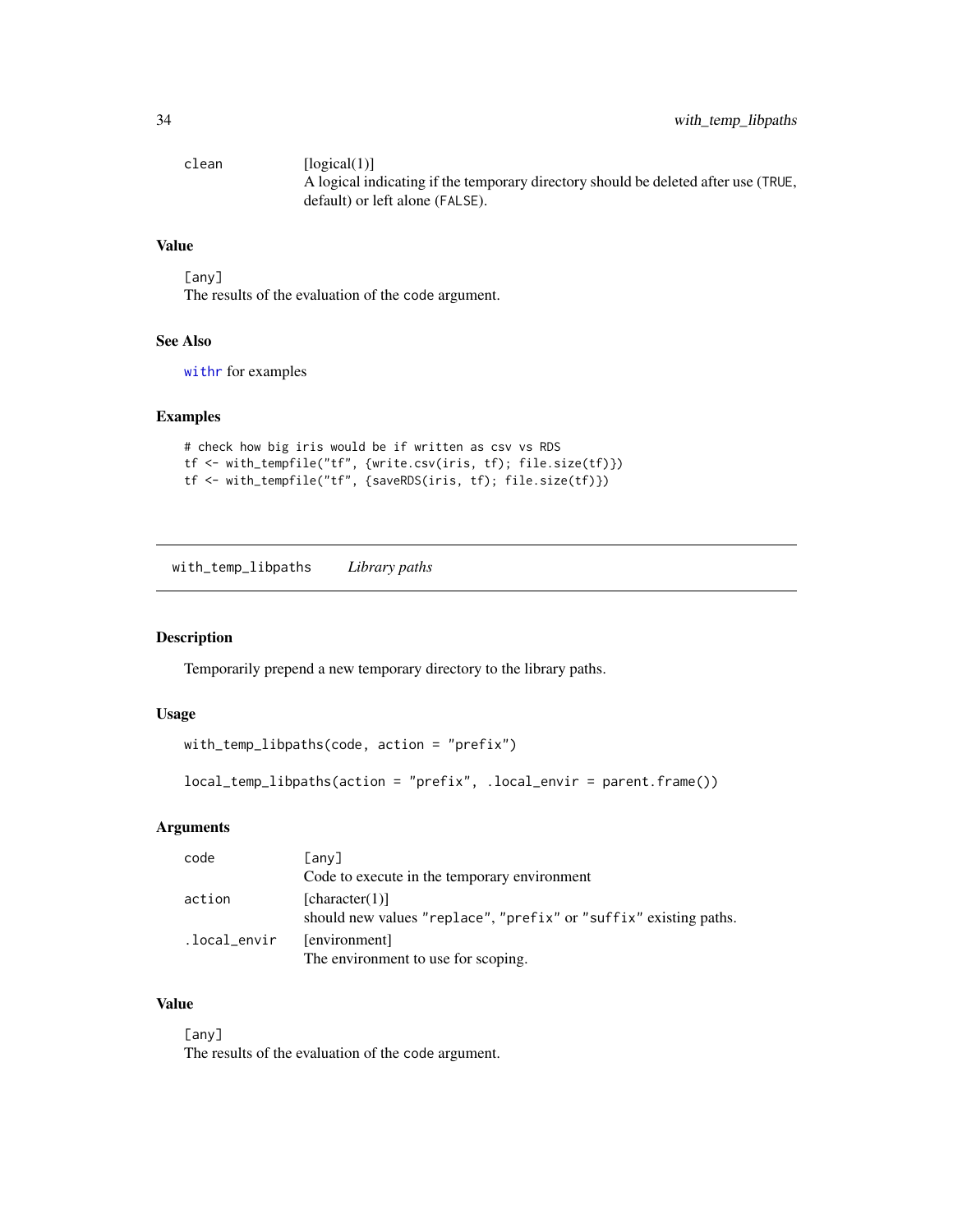| | |
|---|---|
| clean | [logical(1)]<br>A logical indicating if the temporary directory should be deleted after use (TRUE, default) or left alone (FALSE). |

### Value

[any]
The results of the evaluation of the code argument.

### See Also

withr for examples

### Examples

```
# check how big iris would be if written as csv vs RDS
tf <- with_tempfile("tf", {write.csv(iris, tf); file.size(tf)})
tf <- with_tempfile("tf", {saveRDS(iris, tf); file.size(tf)})
```

---

## with_temp_libpaths *Library paths*

---

### Description

Temporarily prepend a new temporary directory to the library paths.

### Usage

```
with_temp_libpaths(code, action = "prefix")

local_temp_libpaths(action = "prefix", .local_envir = parent.frame())
```

### Arguments

| | |
|---|---|
| code | [any]<br>Code to execute in the temporary environment |
| action | [character(1)]<br>should new values "replace", "prefix" or "suffix" existing paths. |
| .local_envir | [environment]<br>The environment to use for scoping. |

### Value

[any]
The results of the evaluation of the code argument.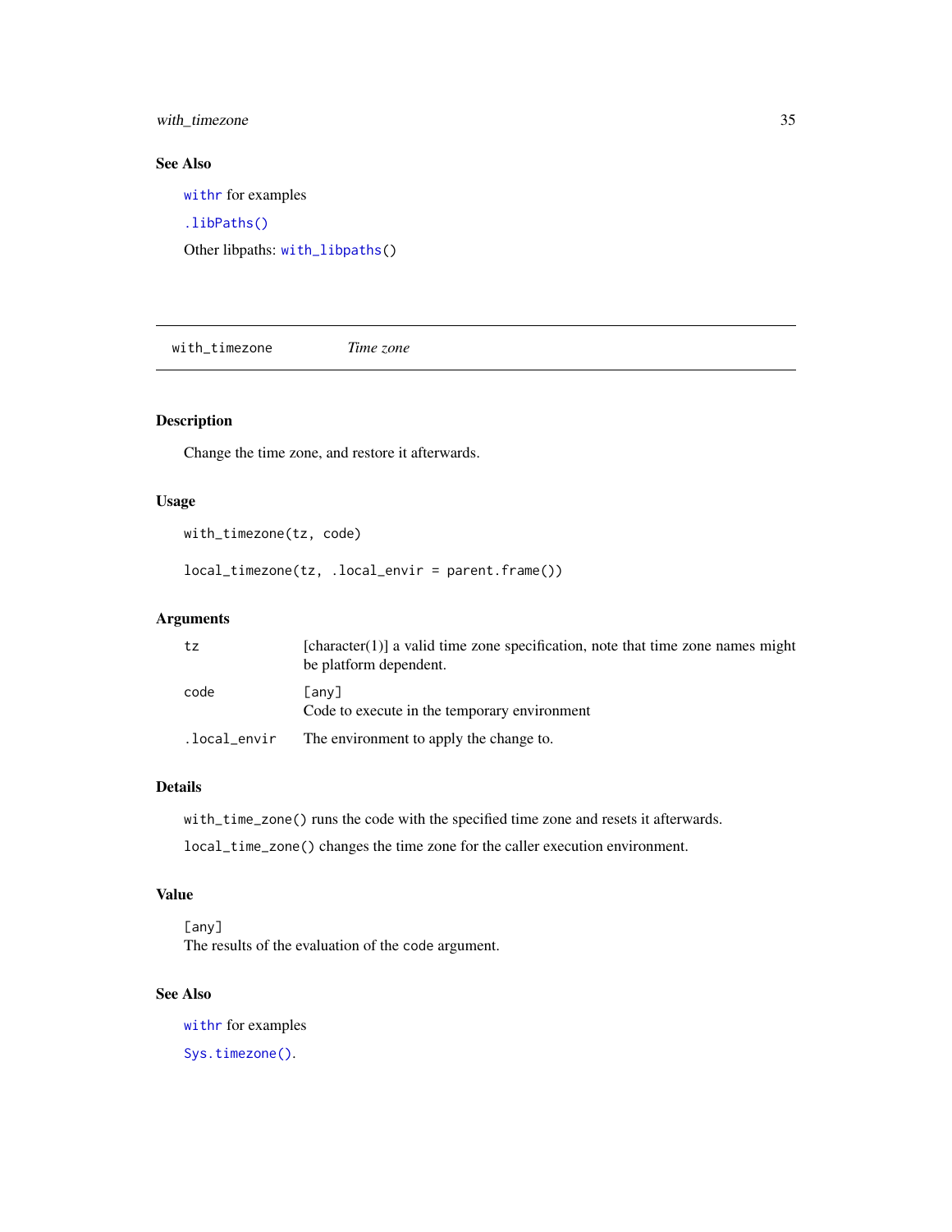## See Also

withr for examples

.libPaths()

Other libpaths: with_libpaths()

---

## with_timezone *Time zone*

### Description

Change the time zone, and restore it afterwards.

### Usage

```
with_timezone(tz, code)

local_timezone(tz, .local_envir = parent.frame())
```

### Arguments

| | |
|---|---|
| tz | [character(1)] a valid time zone specification, note that time zone names might be platform dependent. |
| code | [any] Code to execute in the temporary environment |
| .local_envir | The environment to apply the change to. |

### Details

with_time_zone() runs the code with the specified time zone and resets it afterwards.

local_time_zone() changes the time zone for the caller execution environment.

### Value

[any]
The results of the evaluation of the code argument.

### See Also

withr for examples

Sys.timezone().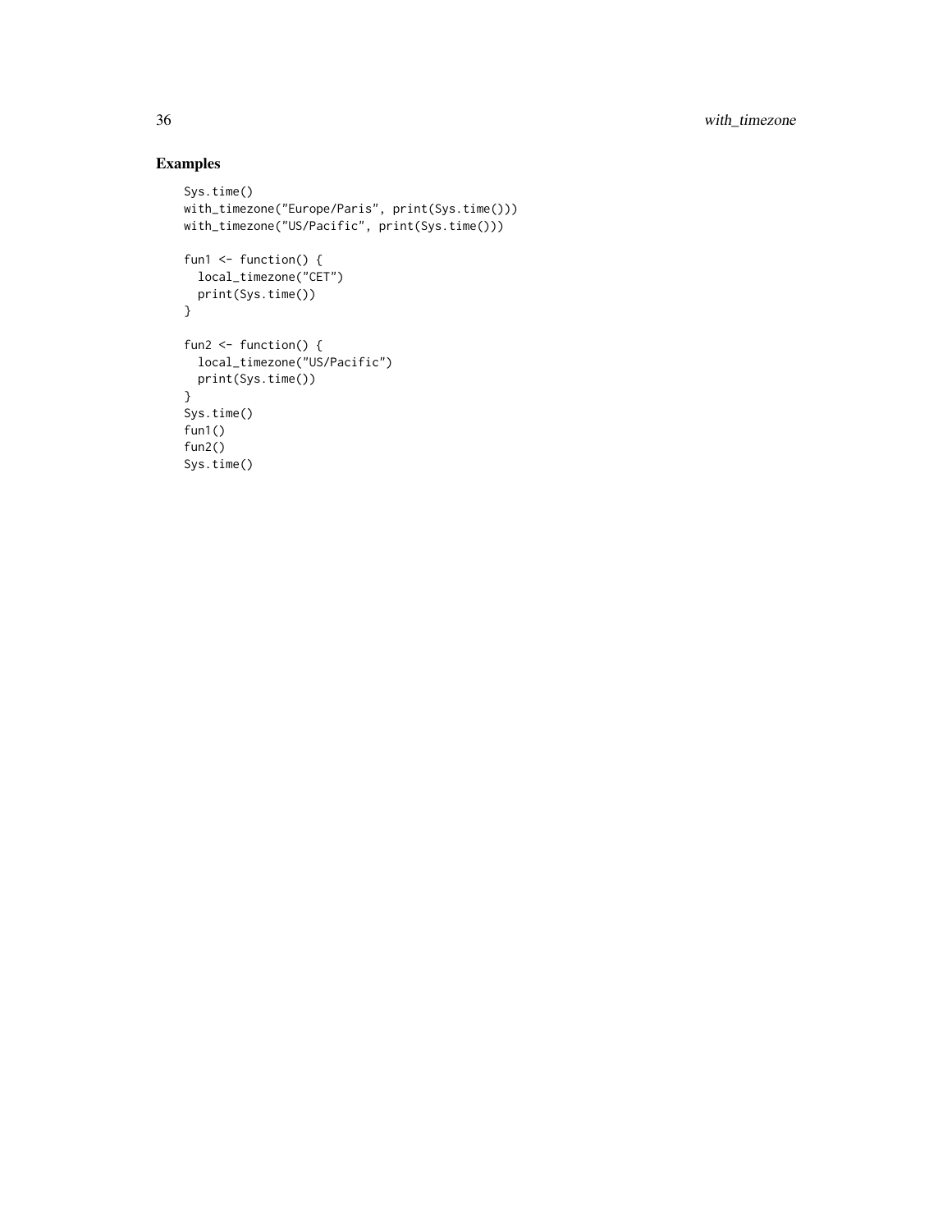## Examples

```
Sys.time()
with_timezone("Europe/Paris", print(Sys.time()))
with_timezone("US/Pacific", print(Sys.time()))

fun1 <- function() {
  local_timezone("CET")
  print(Sys.time())
}

fun2 <- function() {
  local_timezone("US/Pacific")
  print(Sys.time())
}
Sys.time()
fun1()
fun2()
Sys.time()
```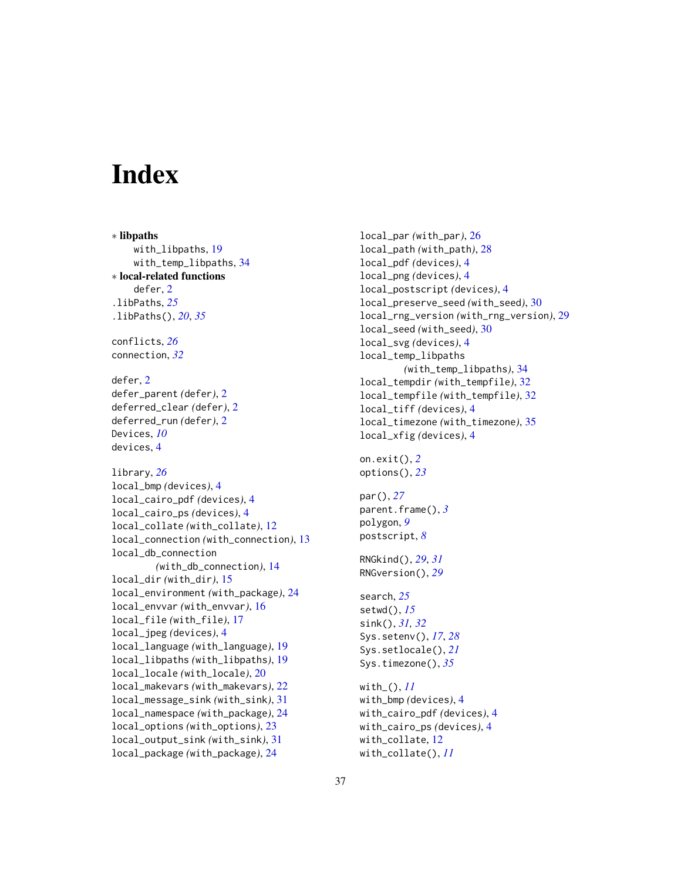# Index

∗ **libpaths**
  with_libpaths, 19
  with_temp_libpaths, 34

∗ **local-related functions**
  defer, 2

.libPaths, *25*
.libPaths(), *20*, *35*

conflicts, *26*
connection, *32*

defer, 2
defer_parent *(defer)*, 2
deferred_clear *(defer)*, 2
deferred_run *(defer)*, 2
Devices, *10*
devices, 4

library, *26*
local_bmp *(devices)*, 4
local_cairo_pdf *(devices)*, 4
local_cairo_ps *(devices)*, 4
local_collate *(with_collate)*, 12
local_connection *(with_connection)*, 13
local_db_connection *(with_db_connection)*, 14
local_dir *(with_dir)*, 15
local_environment *(with_package)*, 24
local_envvar *(with_envvar)*, 16
local_file *(with_file)*, 17
local_jpeg *(devices)*, 4
local_language *(with_language)*, 19
local_libpaths *(with_libpaths)*, 19
local_locale *(with_locale)*, 20
local_makevars *(with_makevars)*, 22
local_message_sink *(with_sink)*, 31
local_namespace *(with_package)*, 24
local_options *(with_options)*, 23
local_output_sink *(with_sink)*, 31
local_package *(with_package)*, 24
local_par *(with_par)*, 26
local_path *(with_path)*, 28
local_pdf *(devices)*, 4
local_png *(devices)*, 4
local_postscript *(devices)*, 4
local_preserve_seed *(with_seed)*, 30
local_rng_version *(with_rng_version)*, 29
local_seed *(with_seed)*, 30
local_svg *(devices)*, 4
local_temp_libpaths *(with_temp_libpaths)*, 34
local_tempdir *(with_tempfile)*, 32
local_tempfile *(with_tempfile)*, 32
local_tiff *(devices)*, 4
local_timezone *(with_timezone)*, 35
local_xfig *(devices)*, 4

on.exit(), *2*
options(), *23*

par(), *27*
parent.frame(), *3*
polygon, *9*
postscript, *8*

RNGkind(), *29*, *31*
RNGversion(), *29*

search, *25*
setwd(), *15*
sink(), *31*, *32*
Sys.setenv(), *17*, *28*
Sys.setlocale(), *21*
Sys.timezone(), *35*

with_(), *11*
with_bmp *(devices)*, 4
with_cairo_pdf *(devices)*, 4
with_cairo_ps *(devices)*, 4
with_collate, 12
with_collate(), *11*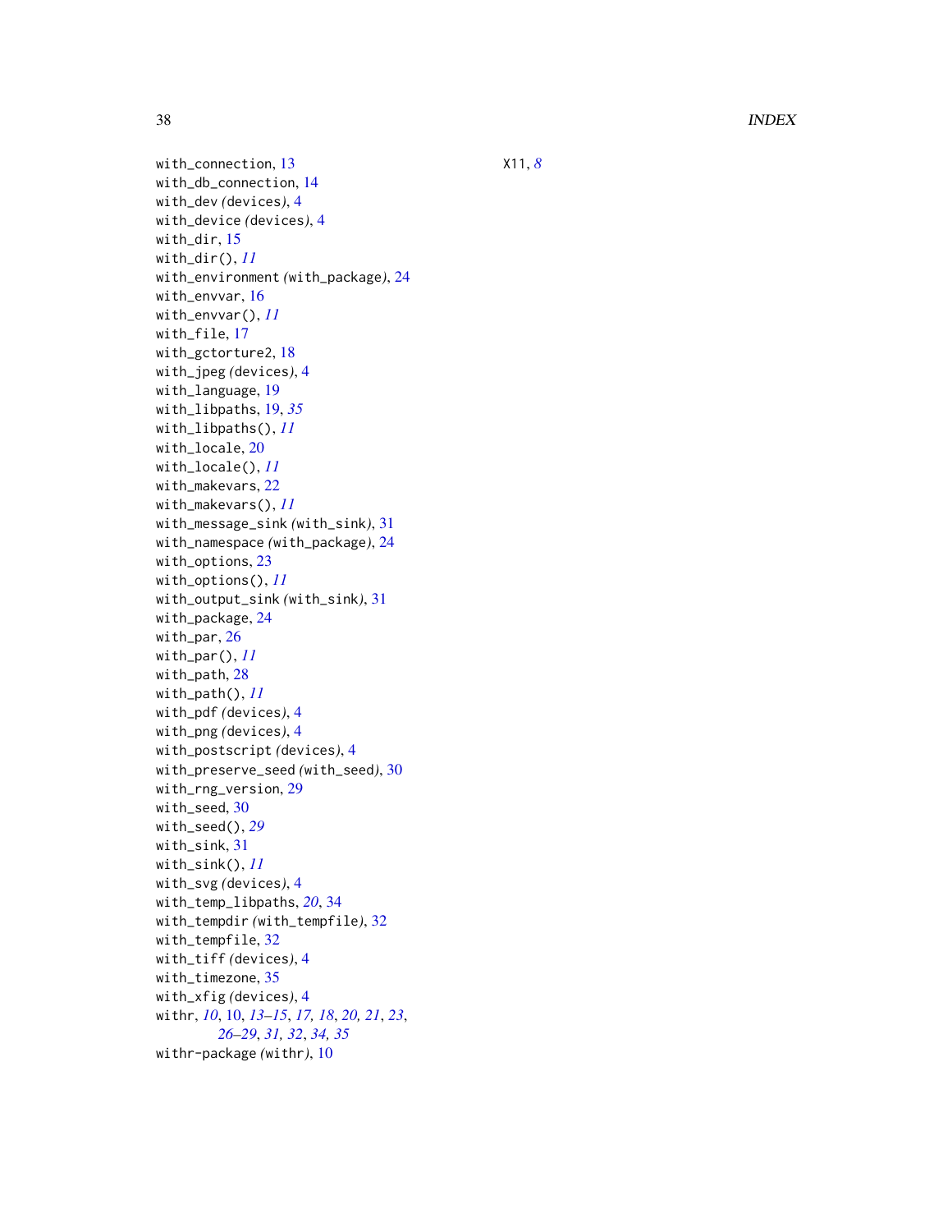with_connection, 13
with_db_connection, 14
with_dev (devices), 4
with_device (devices), 4
with_dir, 15
with_dir(), *11*
with_environment (with_package), 24
with_envvar, 16
with_envvar(), *11*
with_file, 17
with_gctorture2, 18
with_jpeg (devices), 4
with_language, 19
with_libpaths, 19, *35*
with_libpaths(), *11*
with_locale, 20
with_locale(), *11*
with_makevars, 22
with_makevars(), *11*
with_message_sink (with_sink), 31
with_namespace (with_package), 24
with_options, 23
with_options(), *11*
with_output_sink (with_sink), 31
with_package, 24
with_par, 26
with_par(), *11*
with_path, 28
with_path(), *11*
with_pdf (devices), 4
with_png (devices), 4
with_postscript (devices), 4
with_preserve_seed (with_seed), 30
with_rng_version, 29
with_seed, 30
with_seed(), *29*
with_sink, 31
with_sink(), *11*
with_svg (devices), 4
with_temp_libpaths, *20*, 34
with_tempdir (with_tempfile), 32
with_tempfile, 32
with_tiff (devices), 4
with_timezone, 35
with_xfig (devices), 4
withr, *10*, 10, *13–15*, *17, 18*, *20, 21*, *23*, *26–29*, *31, 32*, *34, 35*
withr-package (withr), 10

X11, *8*